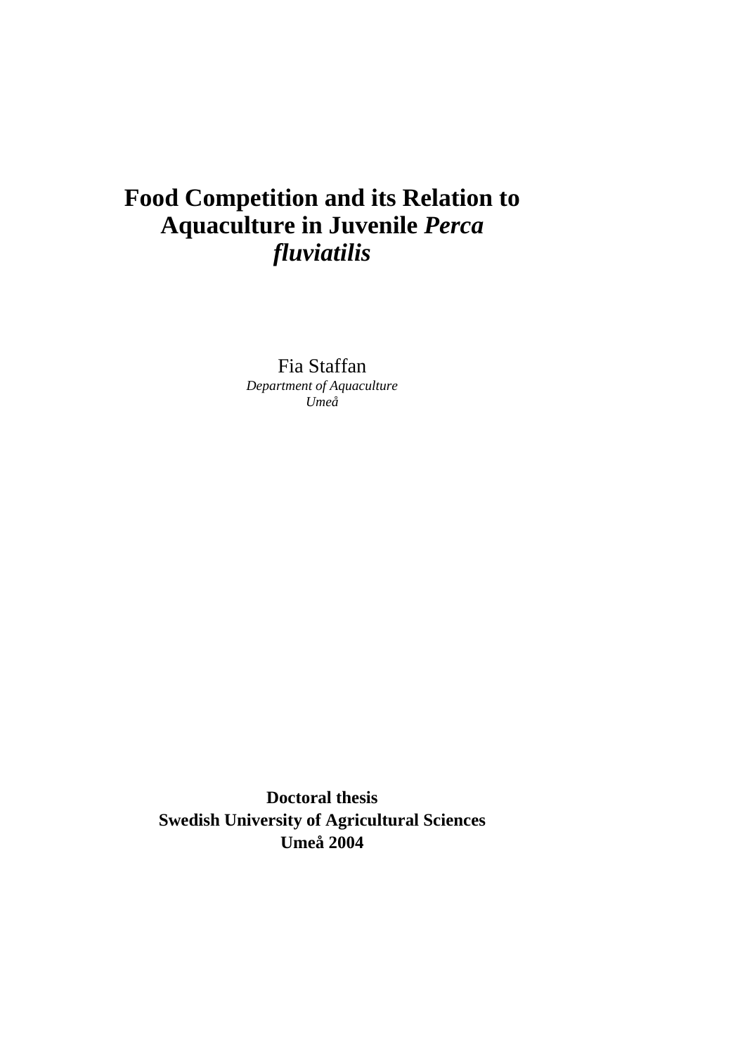# Food Competition and its Relation to Aquaculture in Juvenile *Perca fluviatilis*

Fia Staffan

*Department of Aquaculture*
*Umeå*

**Doctoral thesis**
**Swedish University of Agricultural Sciences**
**Umeå 2004**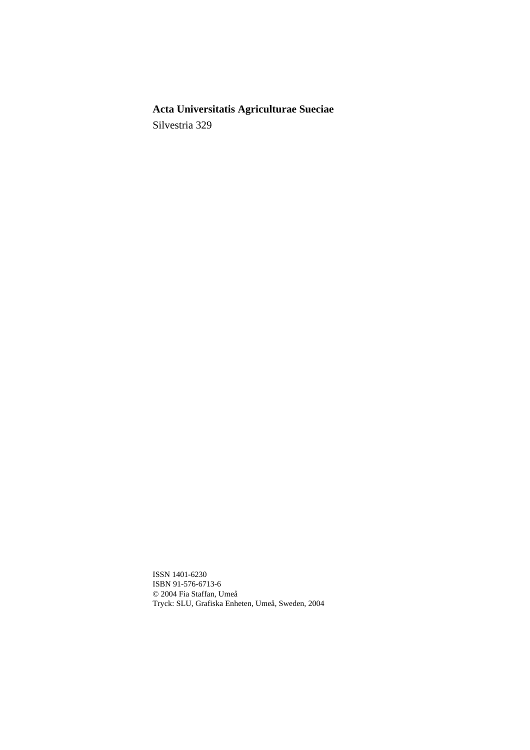**Acta Universitatis Agriculturae Sueciae**

Silvestria 329

ISSN 1401-6230
ISBN 91-576-6713-6
© 2004 Fia Staffan, Umeå
Tryck: SLU, Grafiska Enheten, Umeå, Sweden, 2004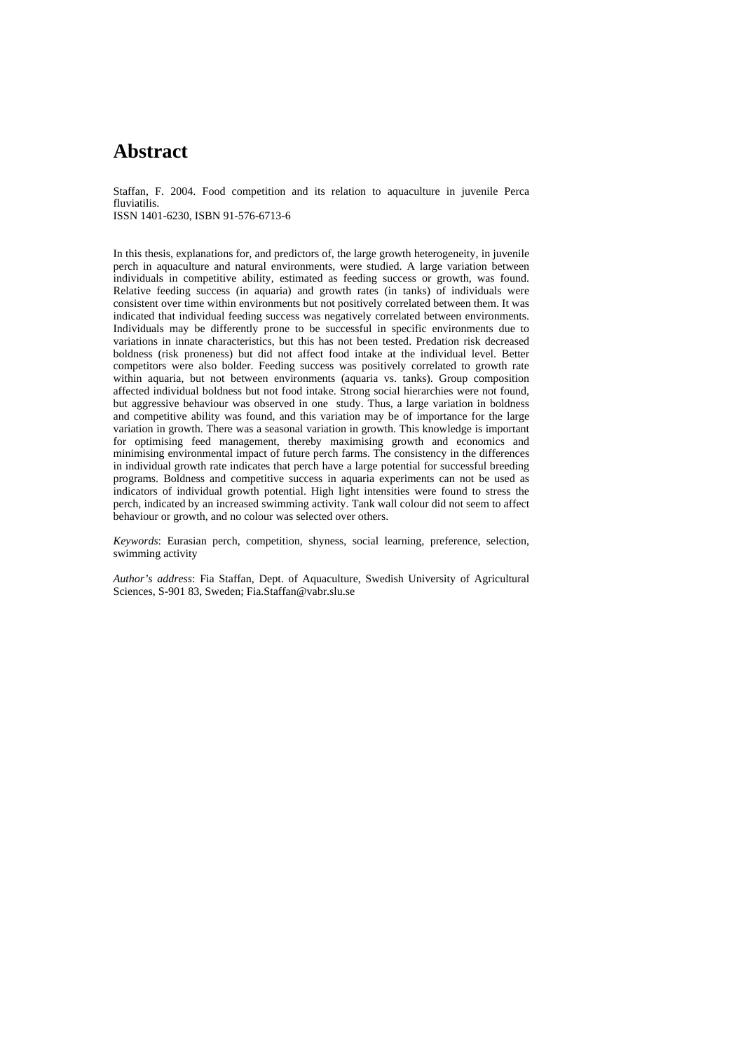# Abstract

Staffan, F. 2004. Food competition and its relation to aquaculture in juvenile Perca fluviatilis.
ISSN 1401-6230, ISBN 91-576-6713-6

In this thesis, explanations for, and predictors of, the large growth heterogeneity, in juvenile perch in aquaculture and natural environments, were studied. A large variation between individuals in competitive ability, estimated as feeding success or growth, was found. Relative feeding success (in aquaria) and growth rates (in tanks) of individuals were consistent over time within environments but not positively correlated between them. It was indicated that individual feeding success was negatively correlated between environments. Individuals may be differently prone to be successful in specific environments due to variations in innate characteristics, but this has not been tested. Predation risk decreased boldness (risk proneness) but did not affect food intake at the individual level. Better competitors were also bolder. Feeding success was positively correlated to growth rate within aquaria, but not between environments (aquaria vs. tanks). Group composition affected individual boldness but not food intake. Strong social hierarchies were not found, but aggressive behaviour was observed in one study. Thus, a large variation in boldness and competitive ability was found, and this variation may be of importance for the large variation in growth. There was a seasonal variation in growth. This knowledge is important for optimising feed management, thereby maximising growth and economics and minimising environmental impact of future perch farms. The consistency in the differences in individual growth rate indicates that perch have a large potential for successful breeding programs. Boldness and competitive success in aquaria experiments can not be used as indicators of individual growth potential. High light intensities were found to stress the perch, indicated by an increased swimming activity. Tank wall colour did not seem to affect behaviour or growth, and no colour was selected over others.

*Keywords*: Eurasian perch, competition, shyness, social learning, preference, selection, swimming activity

*Author's address*: Fia Staffan, Dept. of Aquaculture, Swedish University of Agricultural Sciences, S-901 83, Sweden; Fia.Staffan@vabr.slu.se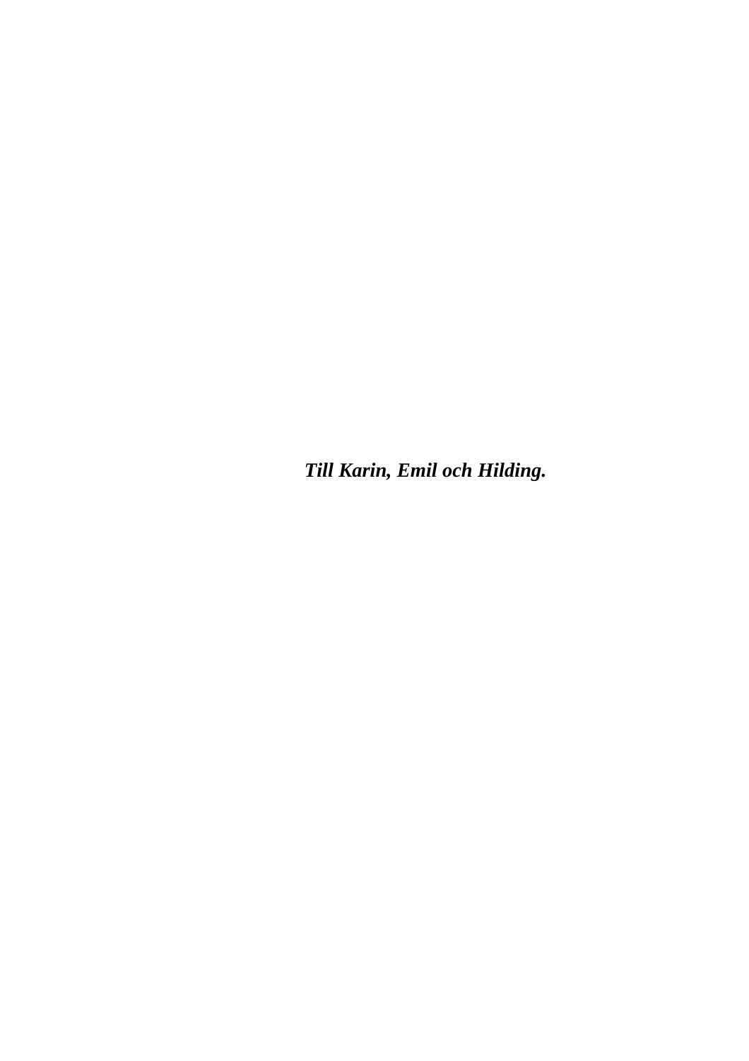***Till Karin, Emil och Hilding.***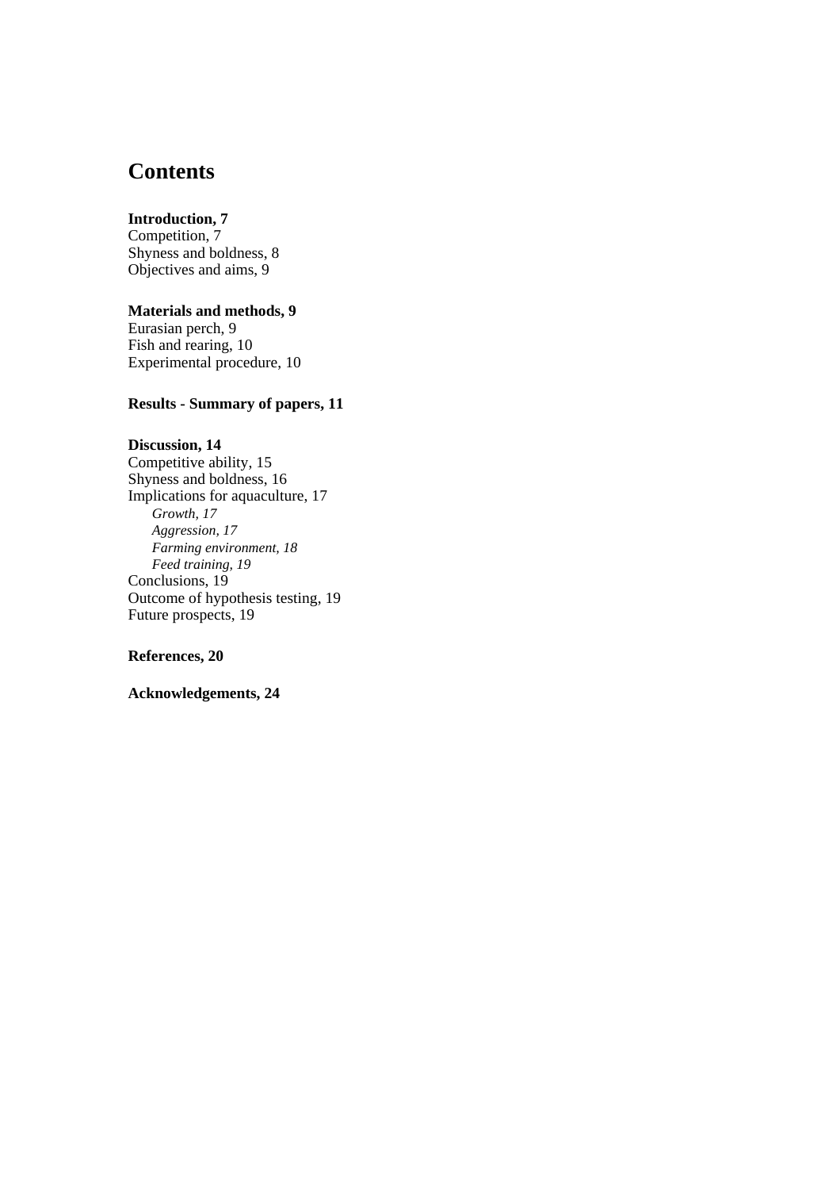# Contents

**Introduction, 7**
Competition, 7
Shyness and boldness, 8
Objectives and aims, 9

**Materials and methods, 9**
Eurasian perch, 9
Fish and rearing, 10
Experimental procedure, 10

**Results - Summary of papers, 11**

**Discussion, 14**
Competitive ability, 15
Shyness and boldness, 16
Implications for aquaculture, 17
*Growth, 17*
*Aggression, 17*
*Farming environment, 18*
*Feed training, 19*
Conclusions, 19
Outcome of hypothesis testing, 19
Future prospects, 19

**References, 20**

**Acknowledgements, 24**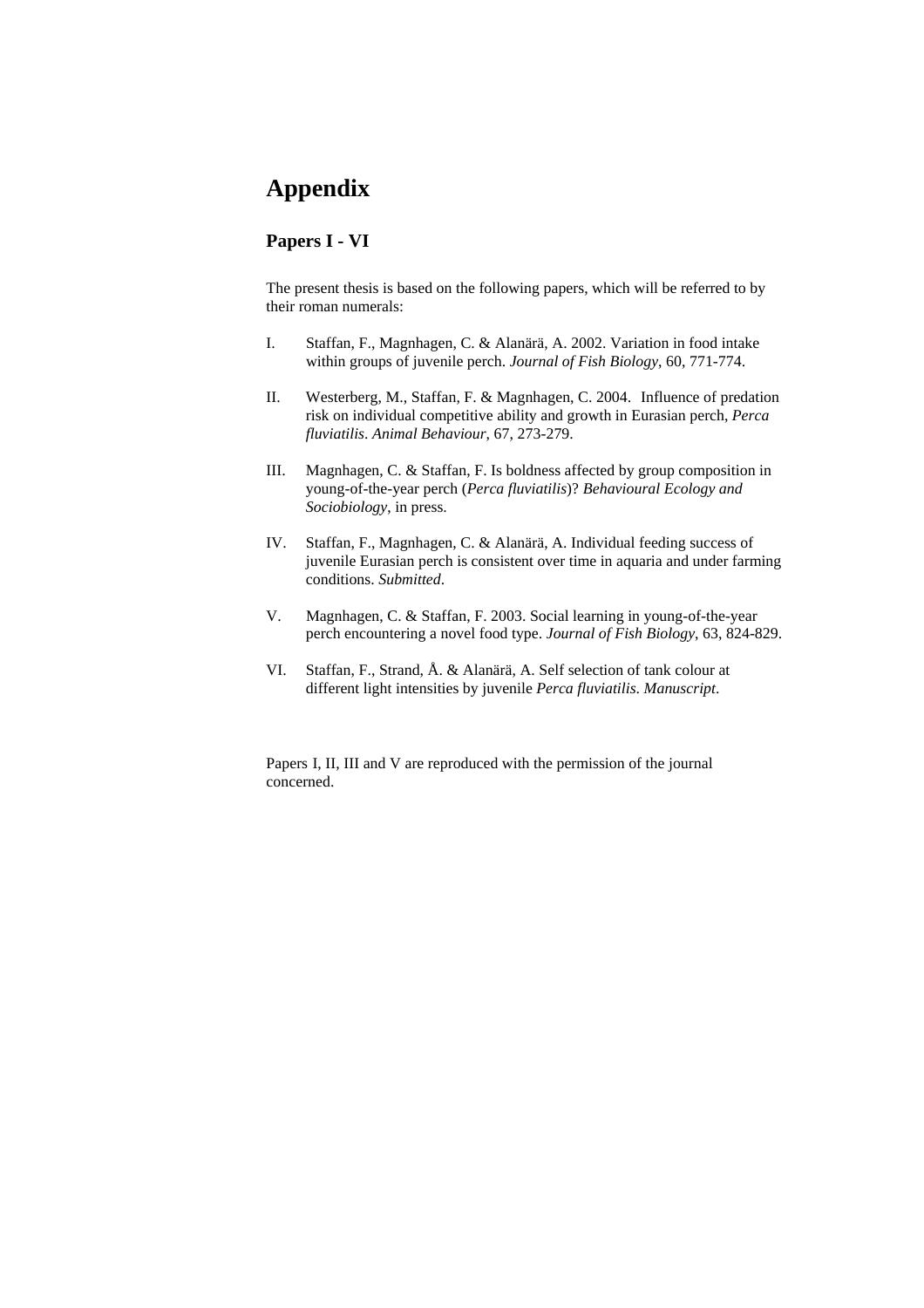# Appendix

## Papers I - VI

The present thesis is based on the following papers, which will be referred to by their roman numerals:

I. Staffan, F., Magnhagen, C. & Alanärä, A. 2002. Variation in food intake within groups of juvenile perch. *Journal of Fish Biology*, 60, 771-774.

II. Westerberg, M., Staffan, F. & Magnhagen, C. 2004. Influence of predation risk on individual competitive ability and growth in Eurasian perch, *Perca fluviatilis*. *Animal Behaviour*, 67, 273-279.

III. Magnhagen, C. & Staffan, F. Is boldness affected by group composition in young-of-the-year perch (*Perca fluviatilis*)? *Behavioural Ecology and Sociobiology*, in press.

IV. Staffan, F., Magnhagen, C. & Alanärä, A. Individual feeding success of juvenile Eurasian perch is consistent over time in aquaria and under farming conditions. *Submitted*.

V. Magnhagen, C. & Staffan, F. 2003. Social learning in young-of-the-year perch encountering a novel food type. *Journal of Fish Biology*, 63, 824-829.

VI. Staffan, F., Strand, Å. & Alanärä, A. Self selection of tank colour at different light intensities by juvenile *Perca fluviatilis*. *Manuscript*.

Papers I, II, III and V are reproduced with the permission of the journal concerned.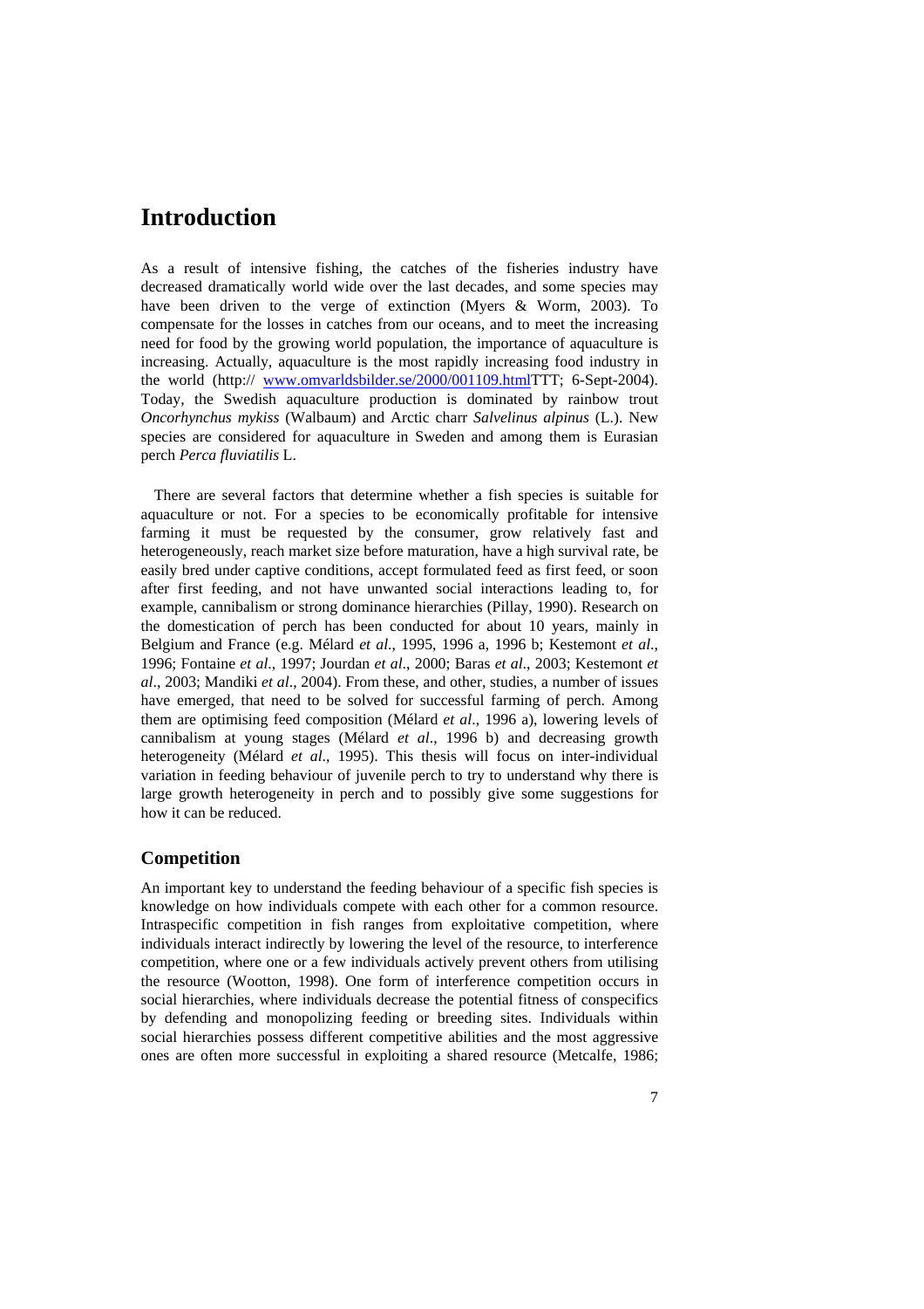# Introduction

As a result of intensive fishing, the catches of the fisheries industry have decreased dramatically world wide over the last decades, and some species may have been driven to the verge of extinction (Myers & Worm, 2003). To compensate for the losses in catches from our oceans, and to meet the increasing need for food by the growing world population, the importance of aquaculture is increasing. Actually, aquaculture is the most rapidly increasing food industry in the world (http:// www.omvarldsbilder.se/2000/001109.htmlTTT; 6-Sept-2004). Today, the Swedish aquaculture production is dominated by rainbow trout *Oncorhynchus mykiss* (Walbaum) and Arctic charr *Salvelinus alpinus* (L.). New species are considered for aquaculture in Sweden and among them is Eurasian perch *Perca fluviatilis* L.

There are several factors that determine whether a fish species is suitable for aquaculture or not. For a species to be economically profitable for intensive farming it must be requested by the consumer, grow relatively fast and heterogeneously, reach market size before maturation, have a high survival rate, be easily bred under captive conditions, accept formulated feed as first feed, or soon after first feeding, and not have unwanted social interactions leading to, for example, cannibalism or strong dominance hierarchies (Pillay, 1990). Research on the domestication of perch has been conducted for about 10 years, mainly in Belgium and France (e.g. Mélard *et al.*, 1995, 1996 a, 1996 b; Kestemont *et al.*, 1996; Fontaine *et al.*, 1997; Jourdan *et al.*, 2000; Baras *et al.*, 2003; Kestemont *et al.*, 2003; Mandiki *et al.*, 2004). From these, and other, studies, a number of issues have emerged, that need to be solved for successful farming of perch. Among them are optimising feed composition (Mélard *et al.*, 1996 a), lowering levels of cannibalism at young stages (Mélard *et al.*, 1996 b) and decreasing growth heterogeneity (Mélard *et al.*, 1995). This thesis will focus on inter-individual variation in feeding behaviour of juvenile perch to try to understand why there is large growth heterogeneity in perch and to possibly give some suggestions for how it can be reduced.

## Competition

An important key to understand the feeding behaviour of a specific fish species is knowledge on how individuals compete with each other for a common resource. Intraspecific competition in fish ranges from exploitative competition, where individuals interact indirectly by lowering the level of the resource, to interference competition, where one or a few individuals actively prevent others from utilising the resource (Wootton, 1998). One form of interference competition occurs in social hierarchies, where individuals decrease the potential fitness of conspecifics by defending and monopolizing feeding or breeding sites. Individuals within social hierarchies possess different competitive abilities and the most aggressive ones are often more successful in exploiting a shared resource (Metcalfe, 1986;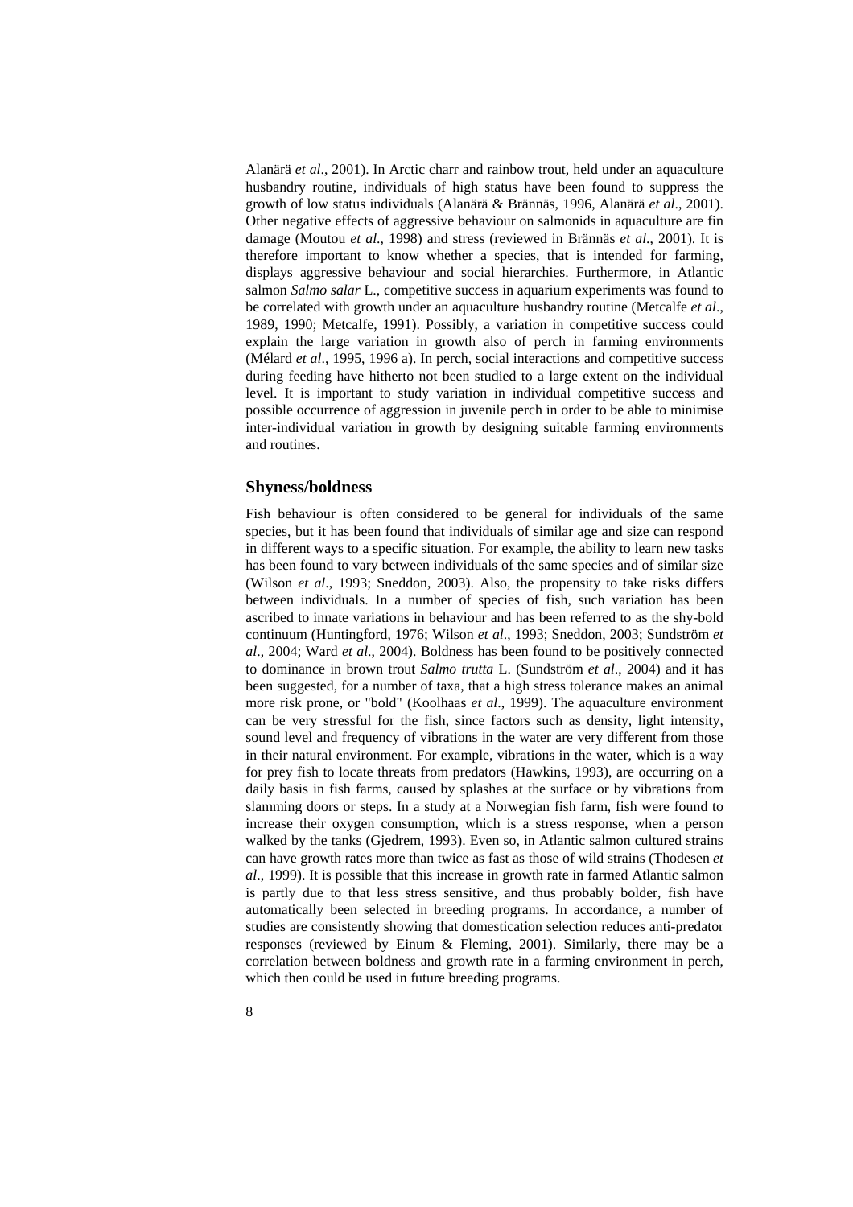Alanärä *et al*., 2001). In Arctic charr and rainbow trout, held under an aquaculture husbandry routine, individuals of high status have been found to suppress the growth of low status individuals (Alanärä & Brännäs, 1996, Alanärä *et al*., 2001). Other negative effects of aggressive behaviour on salmonids in aquaculture are fin damage (Moutou *et al*., 1998) and stress (reviewed in Brännäs *et al*., 2001). It is therefore important to know whether a species, that is intended for farming, displays aggressive behaviour and social hierarchies. Furthermore, in Atlantic salmon *Salmo salar* L., competitive success in aquarium experiments was found to be correlated with growth under an aquaculture husbandry routine (Metcalfe *et al*., 1989, 1990; Metcalfe, 1991). Possibly, a variation in competitive success could explain the large variation in growth also of perch in farming environments (Mélard *et al*., 1995, 1996 a). In perch, social interactions and competitive success during feeding have hitherto not been studied to a large extent on the individual level. It is important to study variation in individual competitive success and possible occurrence of aggression in juvenile perch in order to be able to minimise inter-individual variation in growth by designing suitable farming environments and routines.

## Shyness/boldness

Fish behaviour is often considered to be general for individuals of the same species, but it has been found that individuals of similar age and size can respond in different ways to a specific situation. For example, the ability to learn new tasks has been found to vary between individuals of the same species and of similar size (Wilson *et al*., 1993; Sneddon, 2003). Also, the propensity to take risks differs between individuals. In a number of species of fish, such variation has been ascribed to innate variations in behaviour and has been referred to as the shy-bold continuum (Huntingford, 1976; Wilson *et al*., 1993; Sneddon, 2003; Sundström *et al*., 2004; Ward *et al*., 2004). Boldness has been found to be positively connected to dominance in brown trout *Salmo trutta* L. (Sundström *et al*., 2004) and it has been suggested, for a number of taxa, that a high stress tolerance makes an animal more risk prone, or "bold" (Koolhaas *et al*., 1999). The aquaculture environment can be very stressful for the fish, since factors such as density, light intensity, sound level and frequency of vibrations in the water are very different from those in their natural environment. For example, vibrations in the water, which is a way for prey fish to locate threats from predators (Hawkins, 1993), are occurring on a daily basis in fish farms, caused by splashes at the surface or by vibrations from slamming doors or steps. In a study at a Norwegian fish farm, fish were found to increase their oxygen consumption, which is a stress response, when a person walked by the tanks (Gjedrem, 1993). Even so, in Atlantic salmon cultured strains can have growth rates more than twice as fast as those of wild strains (Thodesen *et al*., 1999). It is possible that this increase in growth rate in farmed Atlantic salmon is partly due to that less stress sensitive, and thus probably bolder, fish have automatically been selected in breeding programs. In accordance, a number of studies are consistently showing that domestication selection reduces anti-predator responses (reviewed by Einum & Fleming, 2001). Similarly, there may be a correlation between boldness and growth rate in a farming environment in perch, which then could be used in future breeding programs.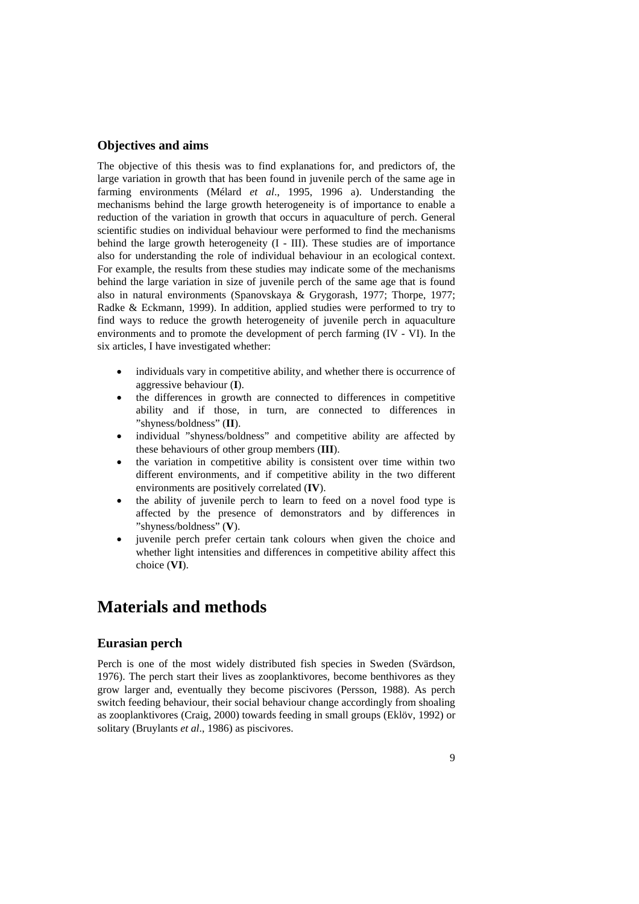### Objectives and aims

The objective of this thesis was to find explanations for, and predictors of, the large variation in growth that has been found in juvenile perch of the same age in farming environments (Mélard *et al*., 1995, 1996 a). Understanding the mechanisms behind the large growth heterogeneity is of importance to enable a reduction of the variation in growth that occurs in aquaculture of perch. General scientific studies on individual behaviour were performed to find the mechanisms behind the large growth heterogeneity (I - III). These studies are of importance also for understanding the role of individual behaviour in an ecological context. For example, the results from these studies may indicate some of the mechanisms behind the large variation in size of juvenile perch of the same age that is found also in natural environments (Spanovskaya & Grygorash, 1977; Thorpe, 1977; Radke & Eckmann, 1999). In addition, applied studies were performed to try to find ways to reduce the growth heterogeneity of juvenile perch in aquaculture environments and to promote the development of perch farming (IV - VI). In the six articles, I have investigated whether:

- individuals vary in competitive ability, and whether there is occurrence of aggressive behaviour (**I**).
- the differences in growth are connected to differences in competitive ability and if those, in turn, are connected to differences in "shyness/boldness" (**II**).
- individual "shyness/boldness" and competitive ability are affected by these behaviours of other group members (**III**).
- the variation in competitive ability is consistent over time within two different environments, and if competitive ability in the two different environments are positively correlated (**IV**).
- the ability of juvenile perch to learn to feed on a novel food type is affected by the presence of demonstrators and by differences in "shyness/boldness" (**V**).
- juvenile perch prefer certain tank colours when given the choice and whether light intensities and differences in competitive ability affect this choice (**VI**).

## Materials and methods

### Eurasian perch

Perch is one of the most widely distributed fish species in Sweden (Svärdson, 1976). The perch start their lives as zooplanktivores, become benthivores as they grow larger and, eventually they become piscivores (Persson, 1988). As perch switch feeding behaviour, their social behaviour change accordingly from shoaling as zooplanktivores (Craig, 2000) towards feeding in small groups (Eklöv, 1992) or solitary (Bruylants *et al*., 1986) as piscivores.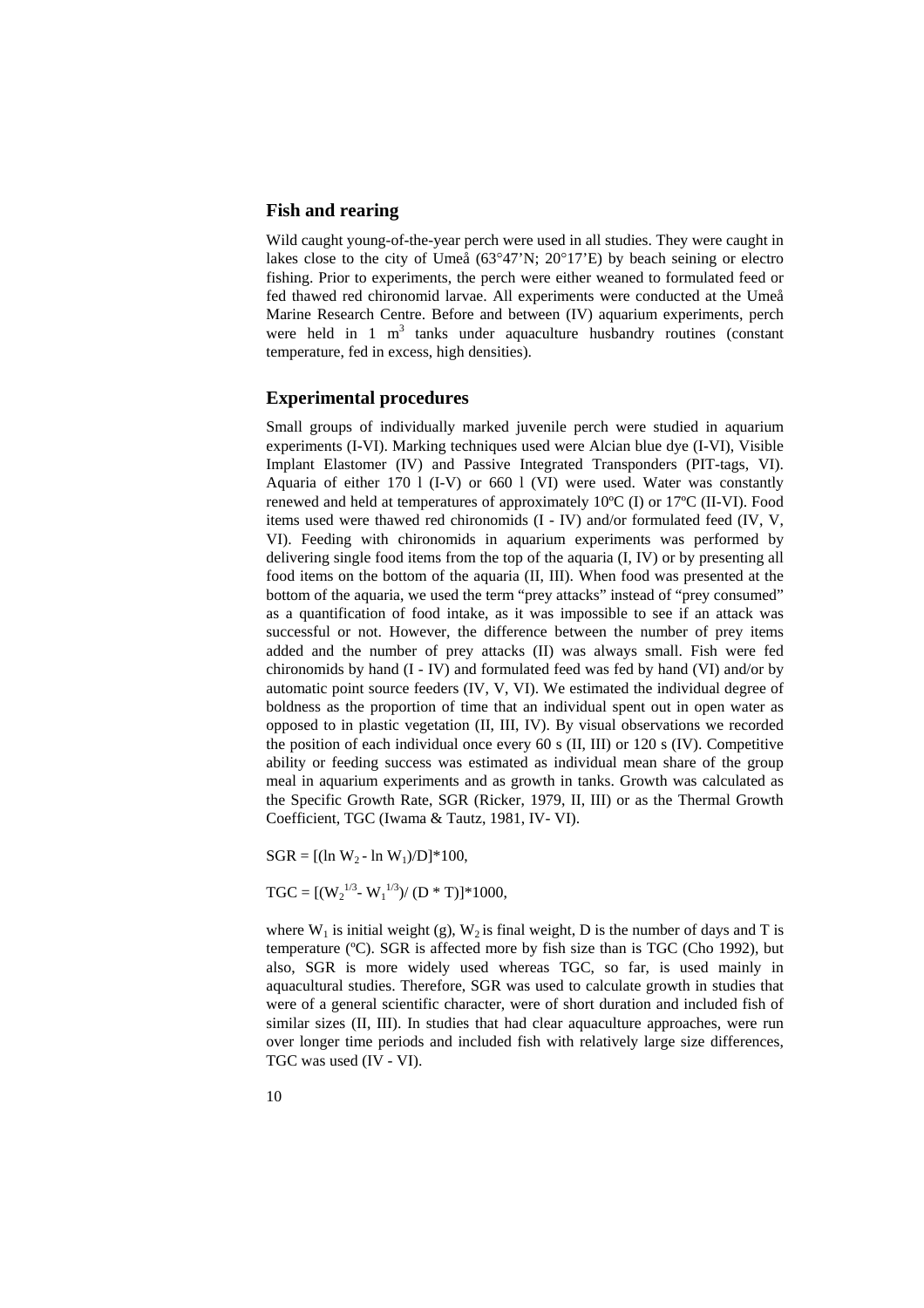## Fish and rearing

Wild caught young-of-the-year perch were used in all studies. They were caught in lakes close to the city of Umeå (63°47'N; 20°17'E) by beach seining or electro fishing. Prior to experiments, the perch were either weaned to formulated feed or fed thawed red chironomid larvae. All experiments were conducted at the Umeå Marine Research Centre. Before and between (IV) aquarium experiments, perch were held in 1 $m^3$ tanks under aquaculture husbandry routines (constant temperature, fed in excess, high densities).

## Experimental procedures

Small groups of individually marked juvenile perch were studied in aquarium experiments (I-VI). Marking techniques used were Alcian blue dye (I-VI), Visible Implant Elastomer (IV) and Passive Integrated Transponders (PIT-tags, VI). Aquaria of either 170 l (I-V) or 660 l (VI) were used. Water was constantly renewed and held at temperatures of approximately 10ºC (I) or 17ºC (II-VI). Food items used were thawed red chironomids (I - IV) and/or formulated feed (IV, V, VI). Feeding with chironomids in aquarium experiments was performed by delivering single food items from the top of the aquaria (I, IV) or by presenting all food items on the bottom of the aquaria (II, III). When food was presented at the bottom of the aquaria, we used the term "prey attacks" instead of "prey consumed" as a quantification of food intake, as it was impossible to see if an attack was successful or not. However, the difference between the number of prey items added and the number of prey attacks (II) was always small. Fish were fed chironomids by hand (I - IV) and formulated feed was fed by hand (VI) and/or by automatic point source feeders (IV, V, VI). We estimated the individual degree of boldness as the proportion of time that an individual spent out in open water as opposed to in plastic vegetation (II, III, IV). By visual observations we recorded the position of each individual once every 60 s (II, III) or 120 s (IV). Competitive ability or feeding success was estimated as individual mean share of the group meal in aquarium experiments and as growth in tanks. Growth was calculated as the Specific Growth Rate, SGR (Ricker, 1979, II, III) or as the Thermal Growth Coefficient, TGC (Iwama & Tautz, 1981, IV- VI).

$$SGR = [(\ln W_2 - \ln W_1)/D]*100,$$

$$TGC = [(W_2^{1/3} - W_1^{1/3})/ (D * T)]*1000,$$

where $W_1$ is initial weight (g), $W_2$ is final weight, D is the number of days and T is temperature (ºC). SGR is affected more by fish size than is TGC (Cho 1992), but also, SGR is more widely used whereas TGC, so far, is used mainly in aquacultural studies. Therefore, SGR was used to calculate growth in studies that were of a general scientific character, were of short duration and included fish of similar sizes (II, III). In studies that had clear aquaculture approaches, were run over longer time periods and included fish with relatively large size differences, TGC was used (IV - VI).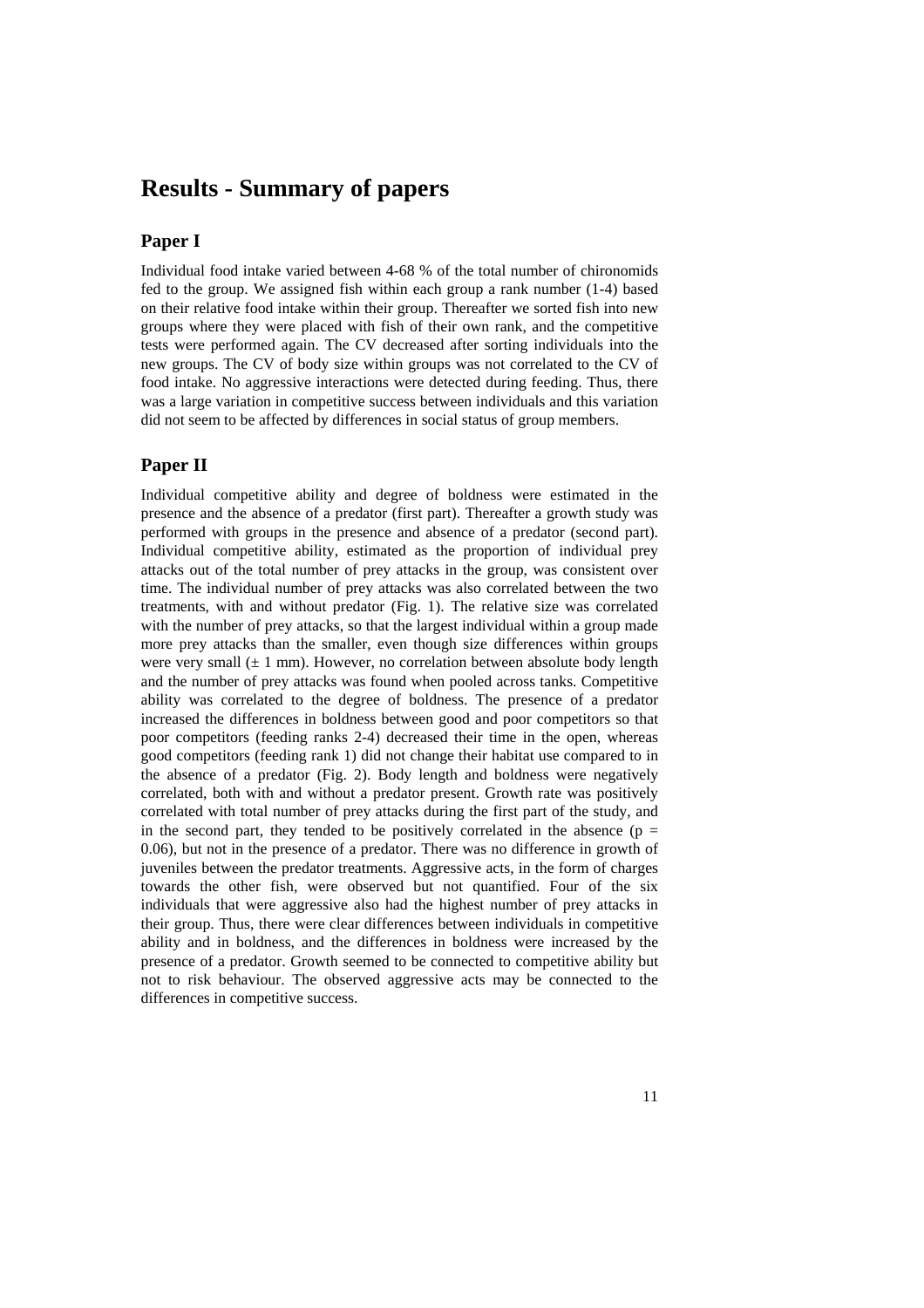# Results - Summary of papers

## Paper I

Individual food intake varied between 4-68 % of the total number of chironomids fed to the group. We assigned fish within each group a rank number (1-4) based on their relative food intake within their group. Thereafter we sorted fish into new groups where they were placed with fish of their own rank, and the competitive tests were performed again. The CV decreased after sorting individuals into the new groups. The CV of body size within groups was not correlated to the CV of food intake. No aggressive interactions were detected during feeding. Thus, there was a large variation in competitive success between individuals and this variation did not seem to be affected by differences in social status of group members.

## Paper II

Individual competitive ability and degree of boldness were estimated in the presence and the absence of a predator (first part). Thereafter a growth study was performed with groups in the presence and absence of a predator (second part). Individual competitive ability, estimated as the proportion of individual prey attacks out of the total number of prey attacks in the group, was consistent over time. The individual number of prey attacks was also correlated between the two treatments, with and without predator (Fig. 1). The relative size was correlated with the number of prey attacks, so that the largest individual within a group made more prey attacks than the smaller, even though size differences within groups were very small ($\pm$ 1 mm). However, no correlation between absolute body length and the number of prey attacks was found when pooled across tanks. Competitive ability was correlated to the degree of boldness. The presence of a predator increased the differences in boldness between good and poor competitors so that poor competitors (feeding ranks 2-4) decreased their time in the open, whereas good competitors (feeding rank 1) did not change their habitat use compared to in the absence of a predator (Fig. 2). Body length and boldness were negatively correlated, both with and without a predator present. Growth rate was positively correlated with total number of prey attacks during the first part of the study, and in the second part, they tended to be positively correlated in the absence ($p = 0.06$), but not in the presence of a predator. There was no difference in growth of juveniles between the predator treatments. Aggressive acts, in the form of charges towards the other fish, were observed but not quantified. Four of the six individuals that were aggressive also had the highest number of prey attacks in their group. Thus, there were clear differences between individuals in competitive ability and in boldness, and the differences in boldness were increased by the presence of a predator. Growth seemed to be connected to competitive ability but not to risk behaviour. The observed aggressive acts may be connected to the differences in competitive success.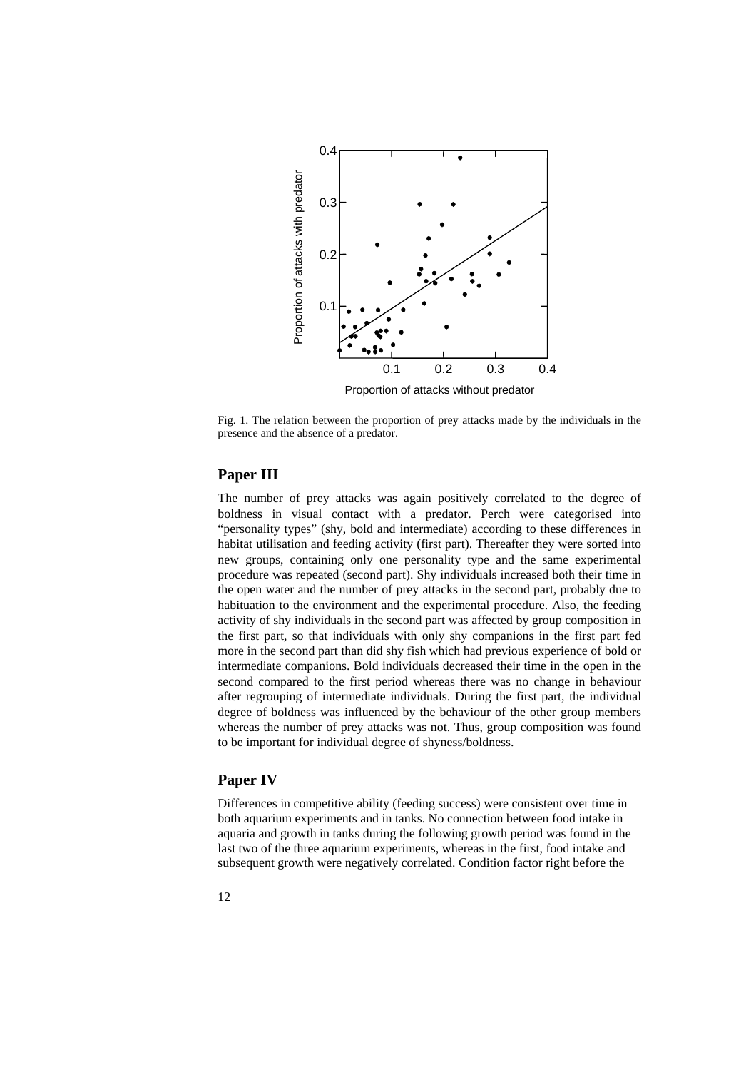Fig. 1. The relation between the proportion of prey attacks made by the individuals in the presence and the absence of a predator.

## Paper III

The number of prey attacks was again positively correlated to the degree of boldness in visual contact with a predator. Perch were categorised into "personality types" (shy, bold and intermediate) according to these differences in habitat utilisation and feeding activity (first part). Thereafter they were sorted into new groups, containing only one personality type and the same experimental procedure was repeated (second part). Shy individuals increased both their time in the open water and the number of prey attacks in the second part, probably due to habituation to the environment and the experimental procedure. Also, the feeding activity of shy individuals in the second part was affected by group composition in the first part, so that individuals with only shy companions in the first part fed more in the second part than did shy fish which had previous experience of bold or intermediate companions. Bold individuals decreased their time in the open in the second compared to the first period whereas there was no change in behaviour after regrouping of intermediate individuals. During the first part, the individual degree of boldness was influenced by the behaviour of the other group members whereas the number of prey attacks was not. Thus, group composition was found to be important for individual degree of shyness/boldness.

## Paper IV

Differences in competitive ability (feeding success) were consistent over time in both aquarium experiments and in tanks. No connection between food intake in aquaria and growth in tanks during the following growth period was found in the last two of the three aquarium experiments, whereas in the first, food intake and subsequent growth were negatively correlated. Condition factor right before the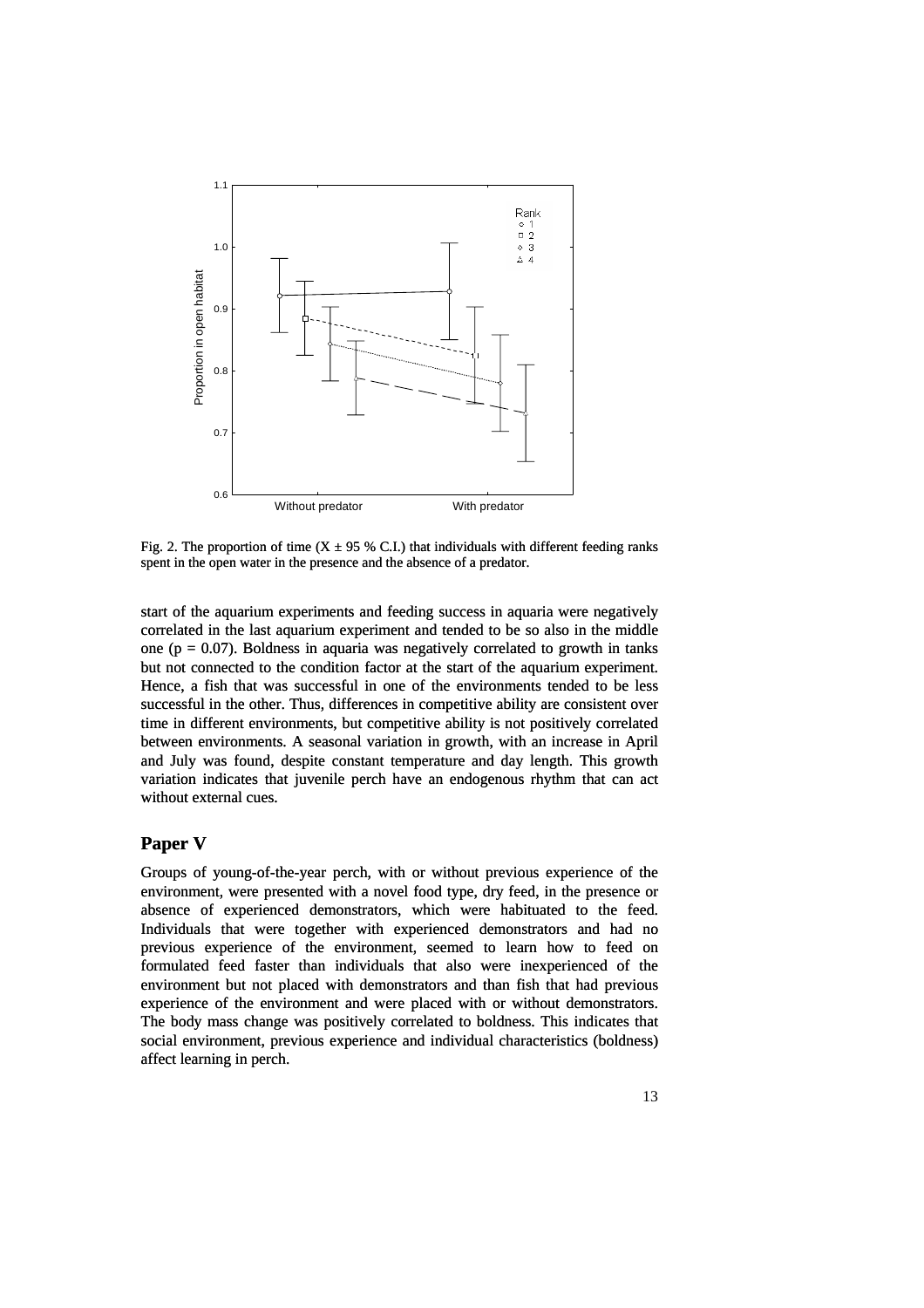Fig. 2. The proportion of time (X ± 95 % C.I.) that individuals with different feeding ranks spent in the open water in the presence and the absence of a predator.

start of the aquarium experiments and feeding success in aquaria were negatively correlated in the last aquarium experiment and tended to be so also in the middle one ($p = 0.07$). Boldness in aquaria was negatively correlated to growth in tanks but not connected to the condition factor at the start of the aquarium experiment. Hence, a fish that was successful in one of the environments tended to be less successful in the other. Thus, differences in competitive ability are consistent over time in different environments, but competitive ability is not positively correlated between environments. A seasonal variation in growth, with an increase in April and July was found, despite constant temperature and day length. This growth variation indicates that juvenile perch have an endogenous rhythm that can act without external cues.

## Paper V

Groups of young-of-the-year perch, with or without previous experience of the environment, were presented with a novel food type, dry feed, in the presence or absence of experienced demonstrators, which were habituated to the feed. Individuals that were together with experienced demonstrators and had no previous experience of the environment, seemed to learn how to feed on formulated feed faster than individuals that also were inexperienced of the environment but not placed with demonstrators and than fish that had previous experience of the environment and were placed with or without demonstrators. The body mass change was positively correlated to boldness. This indicates that social environment, previous experience and individual characteristics (boldness) affect learning in perch.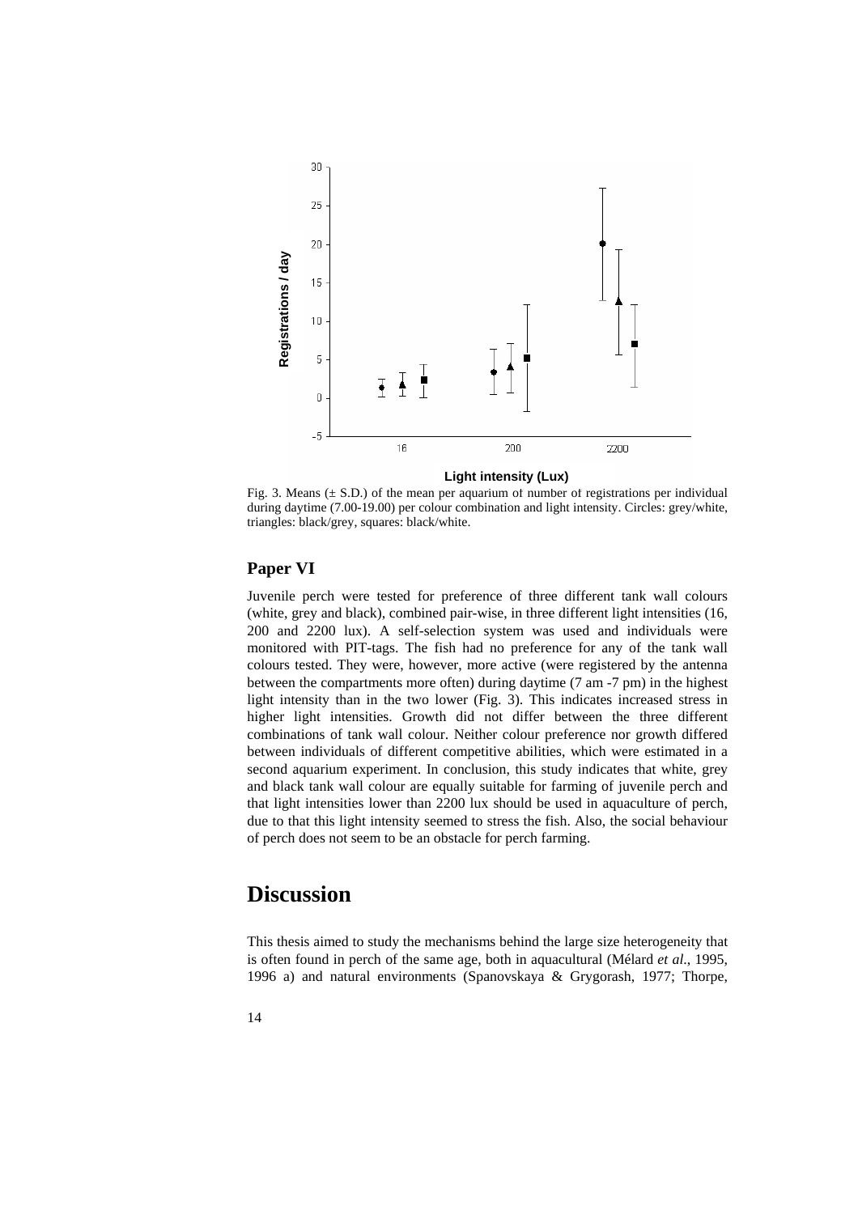Fig. 3. Means (± S.D.) of the mean per aquarium of number of registrations per individual during daytime (7.00-19.00) per colour combination and light intensity. Circles: grey/white, triangles: black/grey, squares: black/white.

## Paper VI

Juvenile perch were tested for preference of three different tank wall colours (white, grey and black), combined pair-wise, in three different light intensities (16, 200 and 2200 lux). A self-selection system was used and individuals were monitored with PIT-tags. The fish had no preference for any of the tank wall colours tested. They were, however, more active (were registered by the antenna between the compartments more often) during daytime (7 am -7 pm) in the highest light intensity than in the two lower (Fig. 3). This indicates increased stress in higher light intensities. Growth did not differ between the three different combinations of tank wall colour. Neither colour preference nor growth differed between individuals of different competitive abilities, which were estimated in a second aquarium experiment. In conclusion, this study indicates that white, grey and black tank wall colour are equally suitable for farming of juvenile perch and that light intensities lower than 2200 lux should be used in aquaculture of perch, due to that this light intensity seemed to stress the fish. Also, the social behaviour of perch does not seem to be an obstacle for perch farming.

# Discussion

This thesis aimed to study the mechanisms behind the large size heterogeneity that is often found in perch of the same age, both in aquacultural (Mélard *et al*., 1995, 1996 a) and natural environments (Spanovskaya & Grygorash, 1977; Thorpe,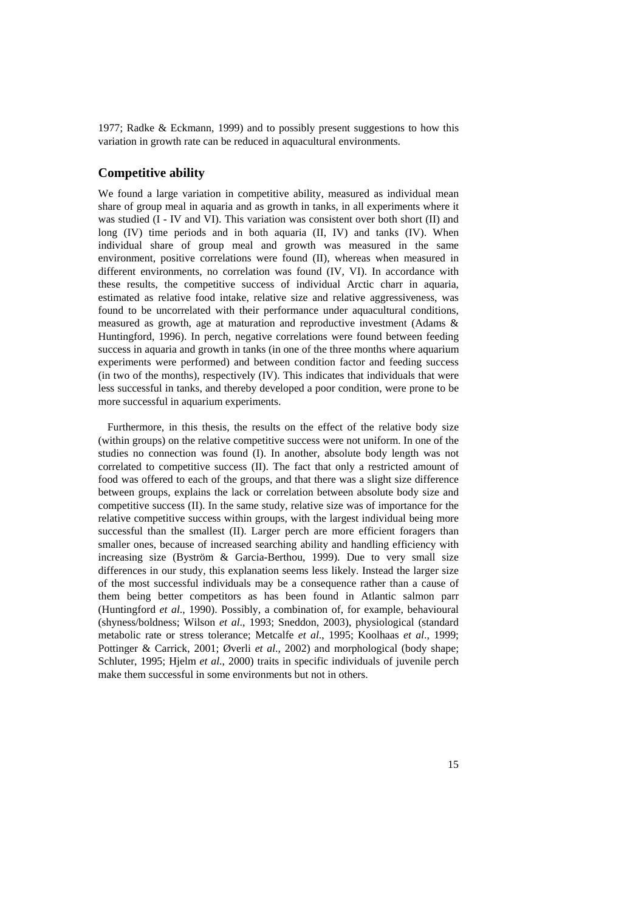1977; Radke & Eckmann, 1999) and to possibly present suggestions to how this variation in growth rate can be reduced in aquacultural environments.

## Competitive ability

We found a large variation in competitive ability, measured as individual mean share of group meal in aquaria and as growth in tanks, in all experiments where it was studied (I - IV and VI). This variation was consistent over both short (II) and long (IV) time periods and in both aquaria (II, IV) and tanks (IV). When individual share of group meal and growth was measured in the same environment, positive correlations were found (II), whereas when measured in different environments, no correlation was found (IV, VI). In accordance with these results, the competitive success of individual Arctic charr in aquaria, estimated as relative food intake, relative size and relative aggressiveness, was found to be uncorrelated with their performance under aquacultural conditions, measured as growth, age at maturation and reproductive investment (Adams & Huntingford, 1996). In perch, negative correlations were found between feeding success in aquaria and growth in tanks (in one of the three months where aquarium experiments were performed) and between condition factor and feeding success (in two of the months), respectively (IV). This indicates that individuals that were less successful in tanks, and thereby developed a poor condition, were prone to be more successful in aquarium experiments.

Furthermore, in this thesis, the results on the effect of the relative body size (within groups) on the relative competitive success were not uniform. In one of the studies no connection was found (I). In another, absolute body length was not correlated to competitive success (II). The fact that only a restricted amount of food was offered to each of the groups, and that there was a slight size difference between groups, explains the lack or correlation between absolute body size and competitive success (II). In the same study, relative size was of importance for the relative competitive success within groups, with the largest individual being more successful than the smallest (II). Larger perch are more efficient foragers than smaller ones, because of increased searching ability and handling efficiency with increasing size (Byström & Garcia-Berthou, 1999). Due to very small size differences in our study, this explanation seems less likely. Instead the larger size of the most successful individuals may be a consequence rather than a cause of them being better competitors as has been found in Atlantic salmon parr (Huntingford *et al*., 1990). Possibly, a combination of, for example, behavioural (shyness/boldness; Wilson *et al*., 1993; Sneddon, 2003), physiological (standard metabolic rate or stress tolerance; Metcalfe *et al*., 1995; Koolhaas *et al*., 1999; Pottinger & Carrick, 2001; Øverli *et al*., 2002) and morphological (body shape; Schluter, 1995; Hjelm *et al*., 2000) traits in specific individuals of juvenile perch make them successful in some environments but not in others.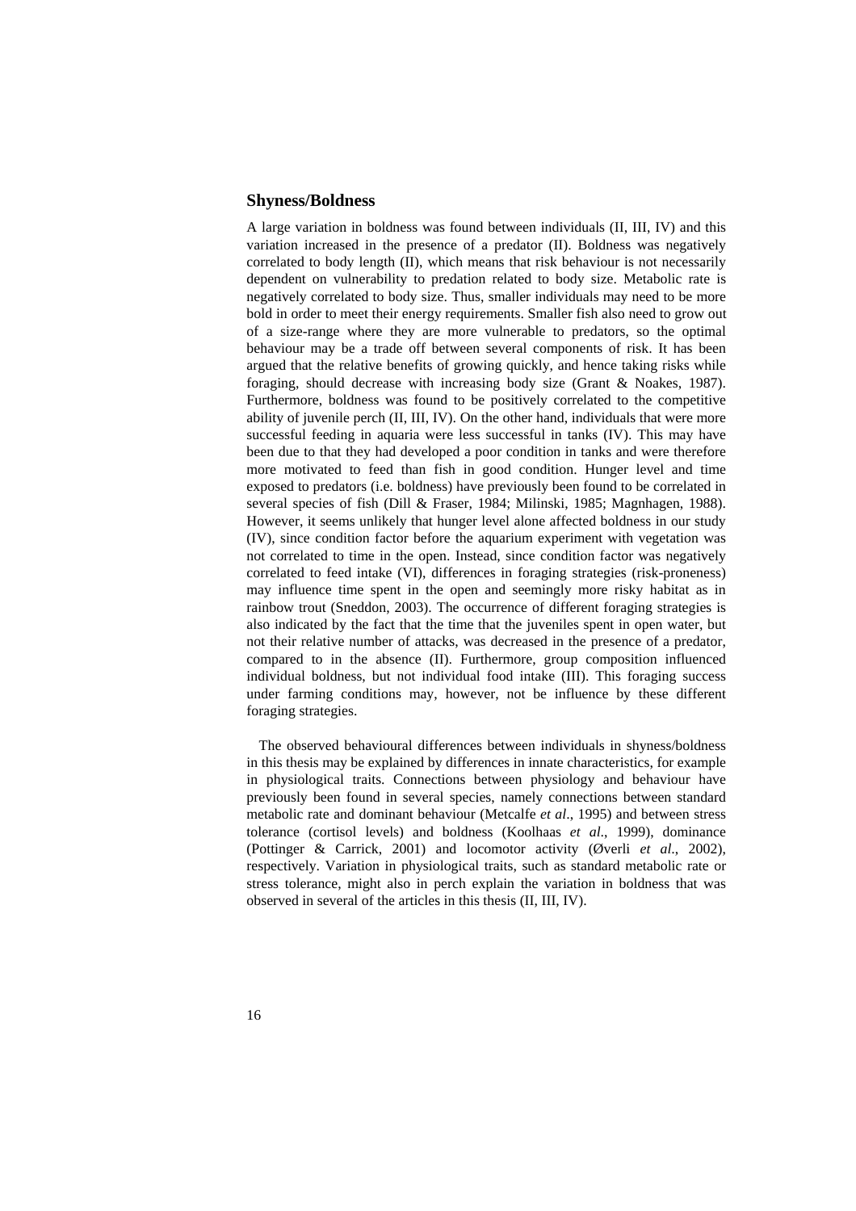## Shyness/Boldness

A large variation in boldness was found between individuals (II, III, IV) and this variation increased in the presence of a predator (II). Boldness was negatively correlated to body length (II), which means that risk behaviour is not necessarily dependent on vulnerability to predation related to body size. Metabolic rate is negatively correlated to body size. Thus, smaller individuals may need to be more bold in order to meet their energy requirements. Smaller fish also need to grow out of a size-range where they are more vulnerable to predators, so the optimal behaviour may be a trade off between several components of risk. It has been argued that the relative benefits of growing quickly, and hence taking risks while foraging, should decrease with increasing body size (Grant & Noakes, 1987). Furthermore, boldness was found to be positively correlated to the competitive ability of juvenile perch (II, III, IV). On the other hand, individuals that were more successful feeding in aquaria were less successful in tanks (IV). This may have been due to that they had developed a poor condition in tanks and were therefore more motivated to feed than fish in good condition. Hunger level and time exposed to predators (i.e. boldness) have previously been found to be correlated in several species of fish (Dill & Fraser, 1984; Milinski, 1985; Magnhagen, 1988). However, it seems unlikely that hunger level alone affected boldness in our study (IV), since condition factor before the aquarium experiment with vegetation was not correlated to time in the open. Instead, since condition factor was negatively correlated to feed intake (VI), differences in foraging strategies (risk-proneness) may influence time spent in the open and seemingly more risky habitat as in rainbow trout (Sneddon, 2003). The occurrence of different foraging strategies is also indicated by the fact that the time that the juveniles spent in open water, but not their relative number of attacks, was decreased in the presence of a predator, compared to in the absence (II). Furthermore, group composition influenced individual boldness, but not individual food intake (III). This foraging success under farming conditions may, however, not be influence by these different foraging strategies.

The observed behavioural differences between individuals in shyness/boldness in this thesis may be explained by differences in innate characteristics, for example in physiological traits. Connections between physiology and behaviour have previously been found in several species, namely connections between standard metabolic rate and dominant behaviour (Metcalfe *et al*., 1995) and between stress tolerance (cortisol levels) and boldness (Koolhaas *et al*., 1999), dominance (Pottinger & Carrick, 2001) and locomotor activity (Øverli *et al*., 2002), respectively. Variation in physiological traits, such as standard metabolic rate or stress tolerance, might also in perch explain the variation in boldness that was observed in several of the articles in this thesis (II, III, IV).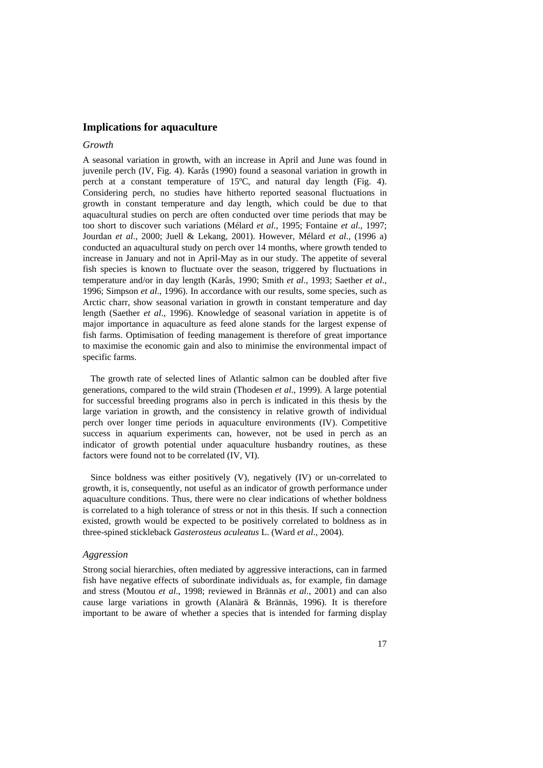## Implications for aquaculture

### *Growth*

A seasonal variation in growth, with an increase in April and June was found in juvenile perch (IV, Fig. 4). Karås (1990) found a seasonal variation in growth in perch at a constant temperature of 15ºC, and natural day length (Fig. 4). Considering perch, no studies have hitherto reported seasonal fluctuations in growth in constant temperature and day length, which could be due to that aquacultural studies on perch are often conducted over time periods that may be too short to discover such variations (Mélard *et al*., 1995; Fontaine *et al*., 1997; Jourdan *et al*., 2000; Juell & Lekang, 2001). However, Mélard *et al*., (1996 a) conducted an aquacultural study on perch over 14 months, where growth tended to increase in January and not in April-May as in our study. The appetite of several fish species is known to fluctuate over the season, triggered by fluctuations in temperature and/or in day length (Karås, 1990; Smith *et al*., 1993; Saether *et al*., 1996; Simpson *et al*., 1996). In accordance with our results, some species, such as Arctic charr, show seasonal variation in growth in constant temperature and day length (Saether *et al*., 1996). Knowledge of seasonal variation in appetite is of major importance in aquaculture as feed alone stands for the largest expense of fish farms. Optimisation of feeding management is therefore of great importance to maximise the economic gain and also to minimise the environmental impact of specific farms.

The growth rate of selected lines of Atlantic salmon can be doubled after five generations, compared to the wild strain (Thodesen *et al*., 1999). A large potential for successful breeding programs also in perch is indicated in this thesis by the large variation in growth, and the consistency in relative growth of individual perch over longer time periods in aquaculture environments (IV). Competitive success in aquarium experiments can, however, not be used in perch as an indicator of growth potential under aquaculture husbandry routines, as these factors were found not to be correlated (IV, VI).

Since boldness was either positively (V), negatively (IV) or un-correlated to growth, it is, consequently, not useful as an indicator of growth performance under aquaculture conditions. Thus, there were no clear indications of whether boldness is correlated to a high tolerance of stress or not in this thesis. If such a connection existed, growth would be expected to be positively correlated to boldness as in three-spined stickleback *Gasterosteus aculeatus* L. (Ward *et al*., 2004).

### *Aggression*

Strong social hierarchies, often mediated by aggressive interactions, can in farmed fish have negative effects of subordinate individuals as, for example, fin damage and stress (Moutou *et al*., 1998; reviewed in Brännäs *et al*., 2001) and can also cause large variations in growth (Alanärä & Brännäs, 1996). It is therefore important to be aware of whether a species that is intended for farming display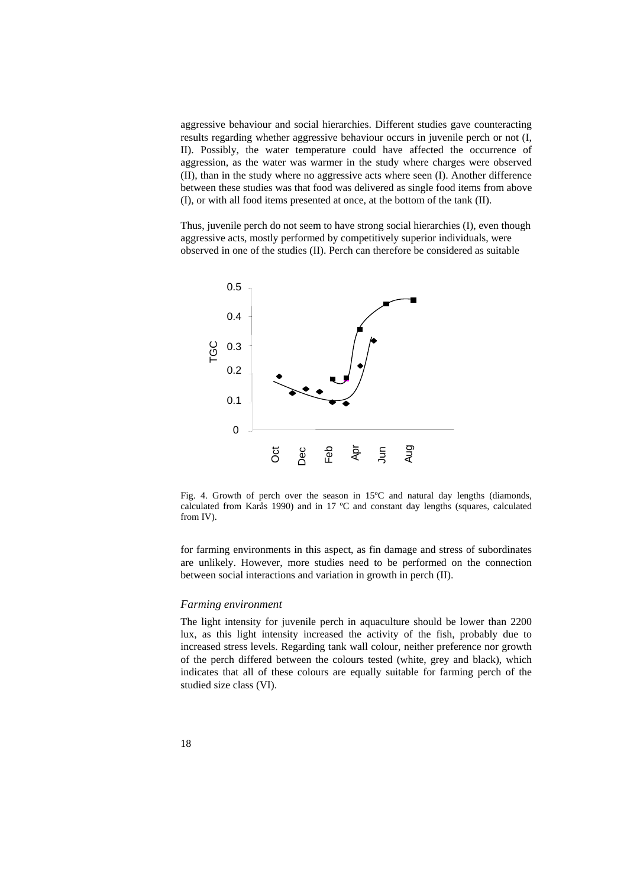aggressive behaviour and social hierarchies. Different studies gave counteracting results regarding whether aggressive behaviour occurs in juvenile perch or not (I, II). Possibly, the water temperature could have affected the occurrence of aggression, as the water was warmer in the study where charges were observed (II), than in the study where no aggressive acts where seen (I). Another difference between these studies was that food was delivered as single food items from above (I), or with all food items presented at once, at the bottom of the tank (II).

Thus, juvenile perch do not seem to have strong social hierarchies (I), even though aggressive acts, mostly performed by competitively superior individuals, were observed in one of the studies (II). Perch can therefore be considered as suitable

Fig. 4. Growth of perch over the season in 15ºC and natural day lengths (diamonds, calculated from Karås 1990) and in 17 ºC and constant day lengths (squares, calculated from IV).

for farming environments in this aspect, as fin damage and stress of subordinates are unlikely. However, more studies need to be performed on the connection between social interactions and variation in growth in perch (II).

### *Farming environment*

The light intensity for juvenile perch in aquaculture should be lower than 2200 lux, as this light intensity increased the activity of the fish, probably due to increased stress levels. Regarding tank wall colour, neither preference nor growth of the perch differed between the colours tested (white, grey and black), which indicates that all of these colours are equally suitable for farming perch of the studied size class (VI).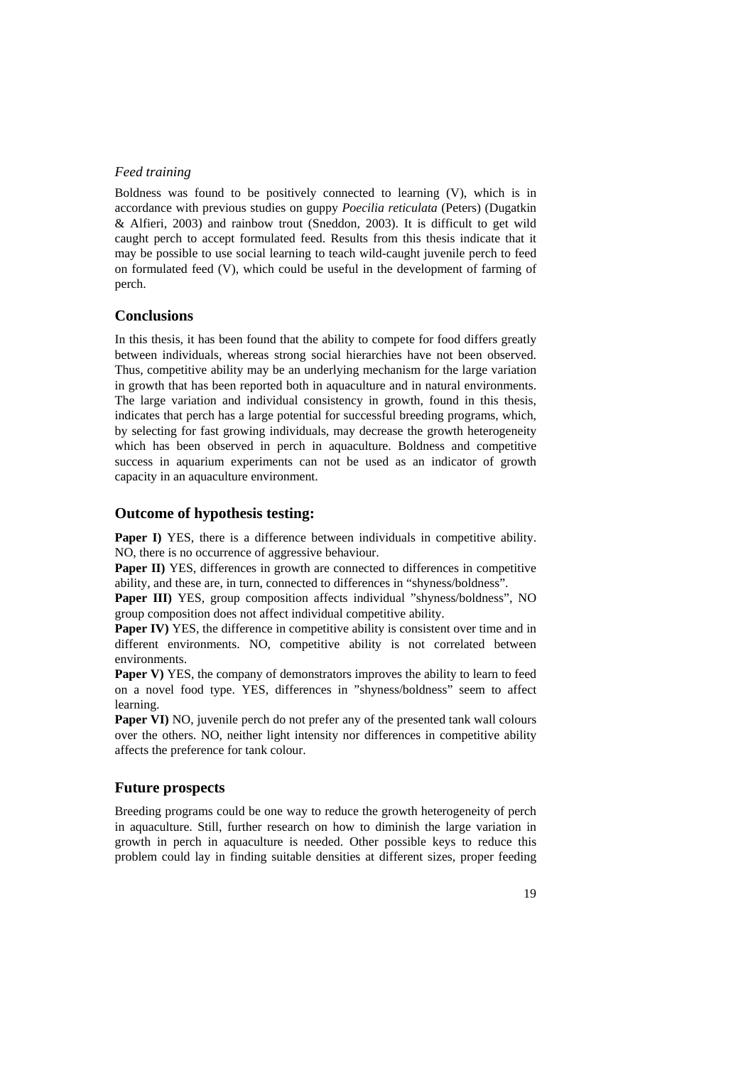*Feed training*

Boldness was found to be positively connected to learning (V), which is in accordance with previous studies on guppy *Poecilia reticulata* (Peters) (Dugatkin & Alfieri, 2003) and rainbow trout (Sneddon, 2003). It is difficult to get wild caught perch to accept formulated feed. Results from this thesis indicate that it may be possible to use social learning to teach wild-caught juvenile perch to feed on formulated feed (V), which could be useful in the development of farming of perch.

## Conclusions

In this thesis, it has been found that the ability to compete for food differs greatly between individuals, whereas strong social hierarchies have not been observed. Thus, competitive ability may be an underlying mechanism for the large variation in growth that has been reported both in aquaculture and in natural environments. The large variation and individual consistency in growth, found in this thesis, indicates that perch has a large potential for successful breeding programs, which, by selecting for fast growing individuals, may decrease the growth heterogeneity which has been observed in perch in aquaculture. Boldness and competitive success in aquarium experiments can not be used as an indicator of growth capacity in an aquaculture environment.

## Outcome of hypothesis testing:

**Paper I)** YES, there is a difference between individuals in competitive ability. NO, there is no occurrence of aggressive behaviour.

**Paper II)** YES, differences in growth are connected to differences in competitive ability, and these are, in turn, connected to differences in "shyness/boldness".

**Paper III)** YES, group composition affects individual "shyness/boldness", NO group composition does not affect individual competitive ability.

**Paper IV)** YES, the difference in competitive ability is consistent over time and in different environments. NO, competitive ability is not correlated between environments.

**Paper V)** YES, the company of demonstrators improves the ability to learn to feed on a novel food type. YES, differences in "shyness/boldness" seem to affect learning.

**Paper VI)** NO, juvenile perch do not prefer any of the presented tank wall colours over the others. NO, neither light intensity nor differences in competitive ability affects the preference for tank colour.

## Future prospects

Breeding programs could be one way to reduce the growth heterogeneity of perch in aquaculture. Still, further research on how to diminish the large variation in growth in perch in aquaculture is needed. Other possible keys to reduce this problem could lay in finding suitable densities at different sizes, proper feeding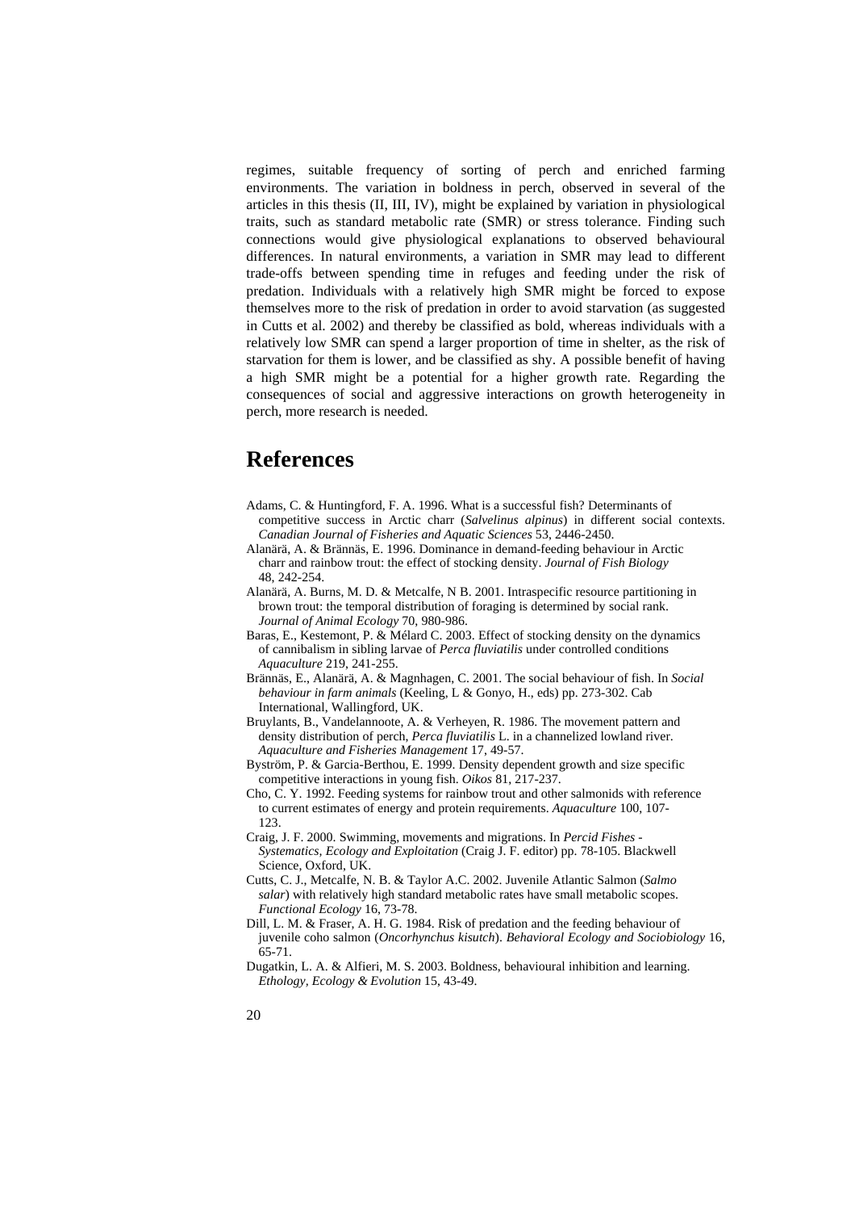regimes, suitable frequency of sorting of perch and enriched farming environments. The variation in boldness in perch, observed in several of the articles in this thesis (II, III, IV), might be explained by variation in physiological traits, such as standard metabolic rate (SMR) or stress tolerance. Finding such connections would give physiological explanations to observed behavioural differences. In natural environments, a variation in SMR may lead to different trade-offs between spending time in refuges and feeding under the risk of predation. Individuals with a relatively high SMR might be forced to expose themselves more to the risk of predation in order to avoid starvation (as suggested in Cutts et al. 2002) and thereby be classified as bold, whereas individuals with a relatively low SMR can spend a larger proportion of time in shelter, as the risk of starvation for them is lower, and be classified as shy. A possible benefit of having a high SMR might be a potential for a higher growth rate. Regarding the consequences of social and aggressive interactions on growth heterogeneity in perch, more research is needed.

# References

Adams, C. & Huntingford, F. A. 1996. What is a successful fish? Determinants of competitive success in Arctic charr (*Salvelinus alpinus*) in different social contexts. *Canadian Journal of Fisheries and Aquatic Sciences* 53, 2446-2450.

Alanärä, A. & Brännäs, E. 1996. Dominance in demand-feeding behaviour in Arctic charr and rainbow trout: the effect of stocking density. *Journal of Fish Biology* 48, 242-254.

Alanärä, A. Burns, M. D. & Metcalfe, N B. 2001. Intraspecific resource partitioning in brown trout: the temporal distribution of foraging is determined by social rank. *Journal of Animal Ecology* 70, 980-986.

Baras, E., Kestemont, P. & Mélard C. 2003. Effect of stocking density on the dynamics of cannibalism in sibling larvae of *Perca fluviatilis* under controlled conditions *Aquaculture* 219, 241-255.

Brännäs, E., Alanärä, A. & Magnhagen, C. 2001. The social behaviour of fish. In *Social behaviour in farm animals* (Keeling, L & Gonyo, H., eds) pp. 273-302. Cab International, Wallingford, UK.

Bruylants, B., Vandelannoote, A. & Verheyen, R. 1986. The movement pattern and density distribution of perch, *Perca fluviatilis* L. in a channelized lowland river. *Aquaculture and Fisheries Management* 17, 49-57.

Byström, P. & Garcia-Berthou, E. 1999. Density dependent growth and size specific competitive interactions in young fish. *Oikos* 81, 217-237.

Cho, C. Y. 1992. Feeding systems for rainbow trout and other salmonids with reference to current estimates of energy and protein requirements. *Aquaculture* 100, 107-123.

Craig, J. F. 2000. Swimming, movements and migrations. In *Percid Fishes - Systematics, Ecology and Exploitation* (Craig J. F. editor) pp. 78-105. Blackwell Science, Oxford, UK.

Cutts, C. J., Metcalfe, N. B. & Taylor A.C. 2002. Juvenile Atlantic Salmon (*Salmo salar*) with relatively high standard metabolic rates have small metabolic scopes. *Functional Ecology* 16, 73-78.

Dill, L. M. & Fraser, A. H. G. 1984. Risk of predation and the feeding behaviour of juvenile coho salmon (*Oncorhynchus kisutch*). *Behavioral Ecology and Sociobiology* 16, 65-71.

Dugatkin, L. A. & Alfieri, M. S. 2003. Boldness, behavioural inhibition and learning. *Ethology, Ecology & Evolution* 15, 43-49.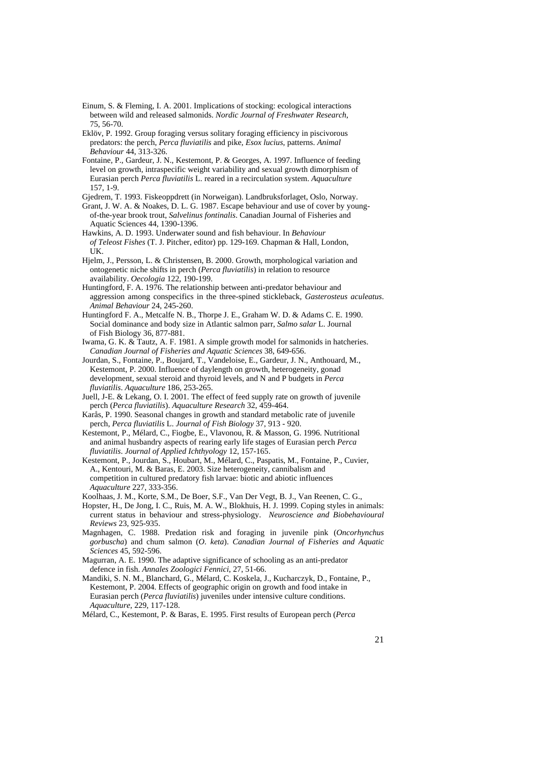Einum, S. & Fleming, I. A. 2001. Implications of stocking: ecological interactions between wild and released salmonids. *Nordic Journal of Freshwater Research*, 75, 56-70.

Eklöv, P. 1992. Group foraging versus solitary foraging efficiency in piscivorous predators: the perch, *Perca fluviatilis* and pike, *Esox lucius*, patterns. *Animal Behaviour* 44, 313-326.

Fontaine, P., Gardeur, J. N., Kestemont, P. & Georges, A. 1997. Influence of feeding level on growth, intraspecific weight variability and sexual growth dimorphism of Eurasian perch *Perca fluviatilis* L. reared in a recirculation system. *Aquaculture* 157, 1-9.

Gjedrem, T. 1993. Fiskeoppdrett (in Norweigan). Landbruksforlaget, Oslo, Norway.

Grant, J. W. A. & Noakes, D. L. G. 1987. Escape behaviour and use of cover by young-of-the-year brook trout, *Salvelinus fontinalis*. Canadian Journal of Fisheries and Aquatic Sciences 44, 1390-1396.

Hawkins, A. D. 1993. Underwater sound and fish behaviour. In *Behaviour of Teleost Fishes* (T. J. Pitcher, editor) pp. 129-169. Chapman & Hall, London, UK.

Hjelm, J., Persson, L. & Christensen, B. 2000. Growth, morphological variation and ontogenetic niche shifts in perch (*Perca fluviatilis*) in relation to resource availability. *Oecologia* 122, 190-199.

Huntingford, F. A. 1976. The relationship between anti-predator behaviour and aggression among conspecifics in the three-spined stickleback, *Gasterosteus aculeatus*. *Animal Behaviour* 24, 245-260.

Huntingford F. A., Metcalfe N. B., Thorpe J. E., Graham W. D. & Adams C. E. 1990. Social dominance and body size in Atlantic salmon parr, *Salmo salar* L. Journal of Fish Biology 36, 877-881.

Iwama, G. K. & Tautz, A. F. 1981. A simple growth model for salmonids in hatcheries. *Canadian Journal of Fisheries and Aquatic Sciences* 38, 649-656.

Jourdan, S., Fontaine, P., Boujard, T., Vandeloise, E., Gardeur, J. N., Anthouard, M., Kestemont, P. 2000. Influence of daylength on growth, heterogeneity, gonad development, sexual steroid and thyroid levels, and N and P budgets in *Perca fluviatilis*. *Aquaculture* 186, 253-265.

Juell, J-E. & Lekang, O. I. 2001. The effect of feed supply rate on growth of juvenile perch (*Perca fluviatilis*). *Aquaculture Research* 32, 459-464.

Karås, P. 1990. Seasonal changes in growth and standard metabolic rate of juvenile perch, *Perca fluviatilis* L. *Journal of Fish Biology* 37, 913 - 920.

Kestemont, P., Mélard, C., Fiogbe, E., Vlavonou, R. & Masson, G. 1996. Nutritional and animal husbandry aspects of rearing early life stages of Eurasian perch *Perca fluviatilis*. *Journal of Applied Ichthyology* 12, 157-165.

Kestemont, P., Jourdan, S., Houbart, M., Mélard, C., Paspatis, M., Fontaine, P., Cuvier, A., Kentouri, M. & Baras, E. 2003. Size heterogeneity, cannibalism and competition in cultured predatory fish larvae: biotic and abiotic influences *Aquaculture* 227, 333-356.

Koolhaas, J. M., Korte, S.M., De Boer, S.F., Van Der Vegt, B. J., Van Reenen, C. G., Hopster, H., De Jong, I. C., Ruis, M. A. W., Blokhuis, H. J. 1999. Coping styles in animals: current status in behaviour and stress-physiology. *Neuroscience and Biobehavioural Reviews* 23, 925-935.

Magnhagen, C. 1988. Predation risk and foraging in juvenile pink (*Oncorhynchus gorbuscha*) and chum salmon (*O. keta*). *Canadian Journal of Fisheries and Aquatic Sciences* 45, 592-596.

Magurran, A. E. 1990. The adaptive significance of schooling as an anti-predator defence in fish. *Annales Zoologici Fennici*, 27, 51-66.

Mandiki, S. N. M., Blanchard, G., Mélard, C. Koskela, J., Kucharczyk, D., Fontaine, P., Kestemont, P. 2004. Effects of geographic origin on growth and food intake in Eurasian perch (*Perca fluviatilis*) juveniles under intensive culture conditions. *Aquaculture*, 229, 117-128.

Mélard, C., Kestemont, P. & Baras, E. 1995. First results of European perch (*Perca*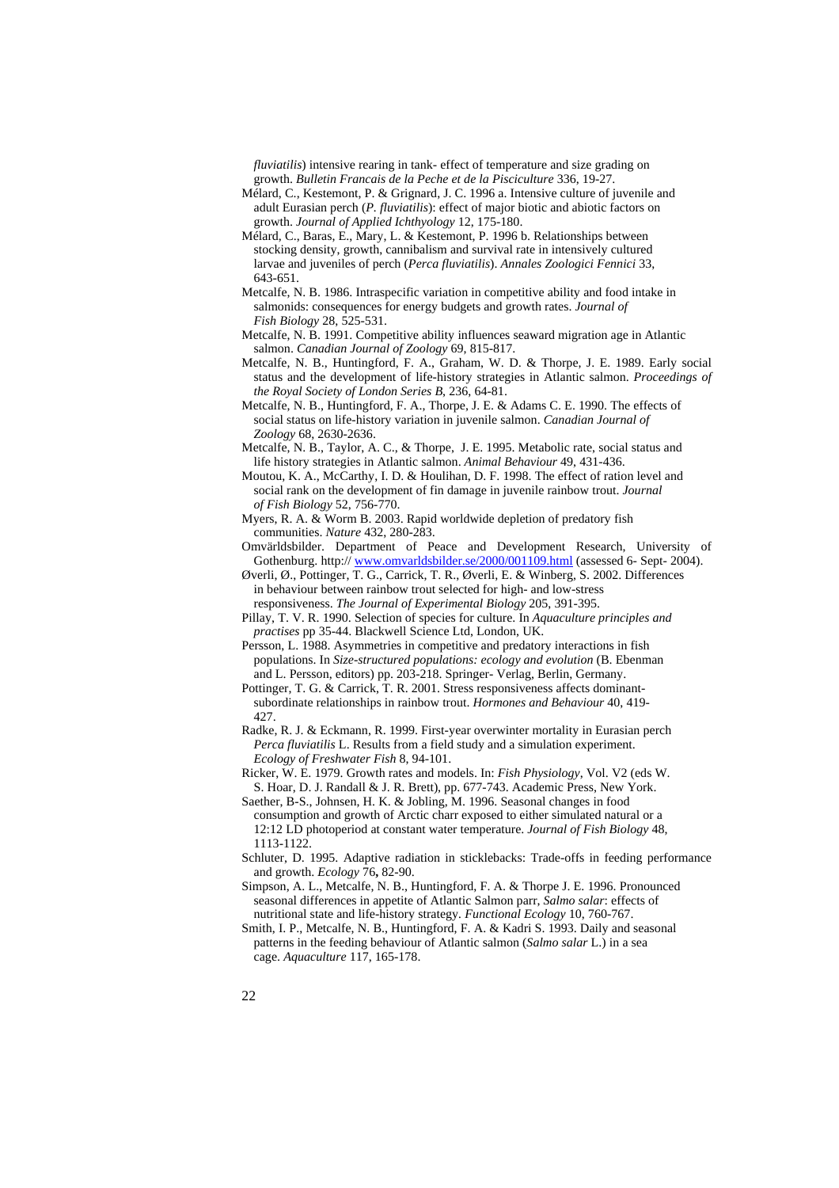*fluviatilis*) intensive rearing in tank- effect of temperature and size grading on growth. *Bulletin Francais de la Peche et de la Pisciculture* 336, 19-27.

Mélard, C., Kestemont, P. & Grignard, J. C. 1996 a. Intensive culture of juvenile and adult Eurasian perch (*P. fluviatilis*): effect of major biotic and abiotic factors on growth. *Journal of Applied Ichthyology* 12, 175-180.

Mélard, C., Baras, E., Mary, L. & Kestemont, P. 1996 b. Relationships between stocking density, growth, cannibalism and survival rate in intensively cultured larvae and juveniles of perch (*Perca fluviatilis*). *Annales Zoologici Fennici* 33, 643-651.

Metcalfe, N. B. 1986. Intraspecific variation in competitive ability and food intake in salmonids: consequences for energy budgets and growth rates. *Journal of Fish Biology* 28, 525-531.

Metcalfe, N. B. 1991. Competitive ability influences seaward migration age in Atlantic salmon. *Canadian Journal of Zoology* 69, 815-817.

Metcalfe, N. B., Huntingford, F. A., Graham, W. D. & Thorpe, J. E. 1989. Early social status and the development of life-history strategies in Atlantic salmon. *Proceedings of the Royal Society of London Series B*, 236, 64-81.

Metcalfe, N. B., Huntingford, F. A., Thorpe, J. E. & Adams C. E. 1990. The effects of social status on life-history variation in juvenile salmon. *Canadian Journal of Zoology* 68, 2630-2636.

Metcalfe, N. B., Taylor, A. C., & Thorpe, J. E. 1995. Metabolic rate, social status and life history strategies in Atlantic salmon. *Animal Behaviour* 49, 431-436.

Moutou, K. A., McCarthy, I. D. & Houlihan, D. F. 1998. The effect of ration level and social rank on the development of fin damage in juvenile rainbow trout. *Journal of Fish Biology* 52, 756-770.

Myers, R. A. & Worm B. 2003. Rapid worldwide depletion of predatory fish communities. *Nature* 432, 280-283.

Omvärldsbilder. Department of Peace and Development Research, University of Gothenburg. http:// www.omvarldsbilder.se/2000/001109.html (assessed 6- Sept- 2004).

Øverli, Ø., Pottinger, T. G., Carrick, T. R., Øverli, E. & Winberg, S. 2002. Differences in behaviour between rainbow trout selected for high- and low-stress responsiveness. *The Journal of Experimental Biology* 205, 391-395.

Pillay, T. V. R. 1990. Selection of species for culture. In *Aquaculture principles and practises* pp 35-44. Blackwell Science Ltd, London, UK.

Persson, L. 1988. Asymmetries in competitive and predatory interactions in fish populations. In *Size-structured populations: ecology and evolution* (B. Ebenman and L. Persson, editors) pp. 203-218. Springer- Verlag, Berlin, Germany.

Pottinger, T. G. & Carrick, T. R. 2001. Stress responsiveness affects dominant-subordinate relationships in rainbow trout. *Hormones and Behaviour* 40, 419-427.

Radke, R. J. & Eckmann, R. 1999. First-year overwinter mortality in Eurasian perch *Perca fluviatilis* L. Results from a field study and a simulation experiment. *Ecology of Freshwater Fish* 8, 94-101.

Ricker, W. E. 1979. Growth rates and models. In: *Fish Physiology*, Vol. V2 (eds W. S. Hoar, D. J. Randall & J. R. Brett), pp. 677-743. Academic Press, New York.

Saether, B-S., Johnsen, H. K. & Jobling, M. 1996. Seasonal changes in food consumption and growth of Arctic charr exposed to either simulated natural or a 12:12 LD photoperiod at constant water temperature. *Journal of Fish Biology* 48, 1113-1122.

Schluter, D. 1995. Adaptive radiation in sticklebacks: Trade-offs in feeding performance and growth. *Ecology* 76**,** 82-90.

Simpson, A. L., Metcalfe, N. B., Huntingford, F. A. & Thorpe J. E. 1996. Pronounced seasonal differences in appetite of Atlantic Salmon parr, *Salmo salar*: effects of nutritional state and life-history strategy. *Functional Ecology* 10, 760-767.

Smith, I. P., Metcalfe, N. B., Huntingford, F. A. & Kadri S. 1993. Daily and seasonal patterns in the feeding behaviour of Atlantic salmon (*Salmo salar* L.) in a sea cage. *Aquaculture* 117, 165-178.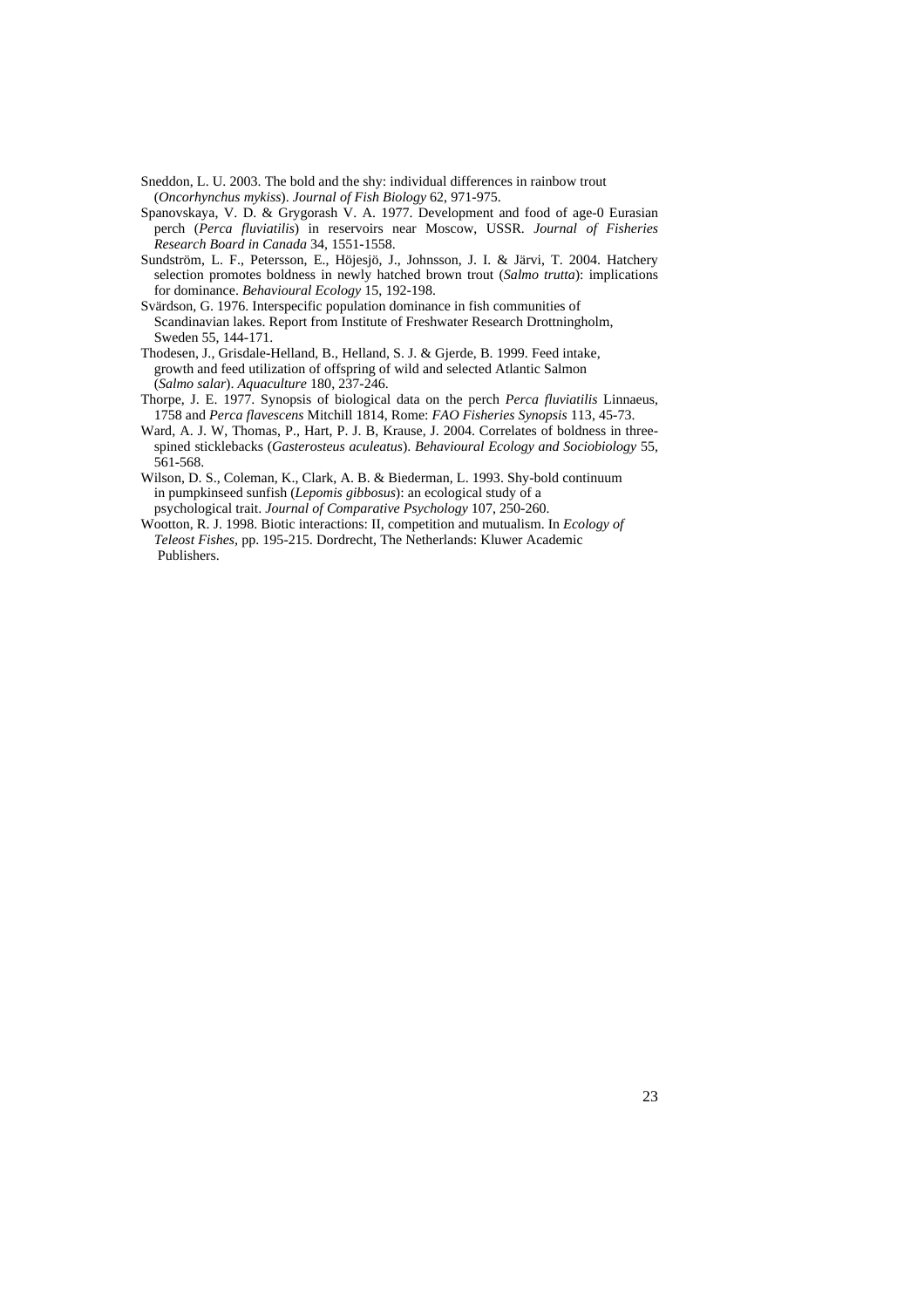Sneddon, L. U. 2003. The bold and the shy: individual differences in rainbow trout (*Oncorhynchus mykiss*). *Journal of Fish Biology* 62, 971-975.

Spanovskaya, V. D. & Grygorash V. A. 1977. Development and food of age-0 Eurasian perch (*Perca fluviatilis*) in reservoirs near Moscow, USSR. *Journal of Fisheries Research Board in Canada* 34, 1551-1558.

Sundström, L. F., Petersson, E., Höjesjö, J., Johnsson, J. I. & Järvi, T. 2004. Hatchery selection promotes boldness in newly hatched brown trout (*Salmo trutta*): implications for dominance. *Behavioural Ecology* 15, 192-198.

Svärdson, G. 1976. Interspecific population dominance in fish communities of Scandinavian lakes. Report from Institute of Freshwater Research Drottningholm, Sweden 55, 144-171.

Thodesen, J., Grisdale-Helland, B., Helland, S. J. & Gjerde, B. 1999. Feed intake, growth and feed utilization of offspring of wild and selected Atlantic Salmon (*Salmo salar*). *Aquaculture* 180, 237-246.

Thorpe, J. E. 1977. Synopsis of biological data on the perch *Perca fluviatilis* Linnaeus, 1758 and *Perca flavescens* Mitchill 1814, Rome: *FAO Fisheries Synopsis* 113, 45-73.

Ward, A. J. W, Thomas, P., Hart, P. J. B, Krause, J. 2004. Correlates of boldness in three-spined sticklebacks (*Gasterosteus aculeatus*). *Behavioural Ecology and Sociobiology* 55, 561-568.

Wilson, D. S., Coleman, K., Clark, A. B. & Biederman, L. 1993. Shy-bold continuum in pumpkinseed sunfish (*Lepomis gibbosus*): an ecological study of a psychological trait. *Journal of Comparative Psychology* 107, 250-260.

Wootton, R. J. 1998. Biotic interactions: II, competition and mutualism. In *Ecology of Teleost Fishes*, pp. 195-215. Dordrecht, The Netherlands: Kluwer Academic Publishers.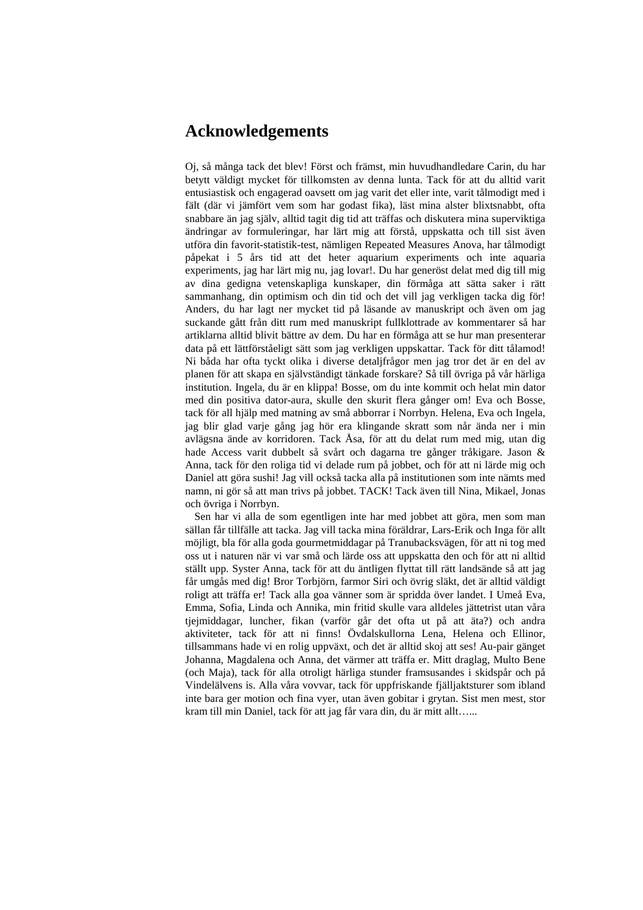# Acknowledgements

Oj, så många tack det blev! Först och främst, min huvudhandledare Carin, du har betytt väldigt mycket för tillkomsten av denna lunta. Tack för att du alltid varit entusiastisk och engagerad oavsett om jag varit det eller inte, varit tålmodigt med i fält (där vi jämfört vem som har godast fika), läst mina alster blixtsnabbt, ofta snabbare än jag själv, alltid tagit dig tid att träffas och diskutera mina superviktiga ändringar av formuleringar, har lärt mig att förstå, uppskatta och till sist även utföra din favorit-statistik-test, nämligen Repeated Measures Anova, har tålmodigt påpekat i 5 års tid att det heter aquarium experiments och inte aquaria experiments, jag har lärt mig nu, jag lovar!. Du har generöst delat med dig till mig av dina gedigna vetenskapliga kunskaper, din förmåga att sätta saker i rätt sammanhang, din optimism och din tid och det vill jag verkligen tacka dig för! Anders, du har lagt ner mycket tid på läsande av manuskript och även om jag suckande gått från ditt rum med manuskript fullklottrade av kommentarer så har artiklarna alltid blivit bättre av dem. Du har en förmåga att se hur man presenterar data på ett lättförståeligt sätt som jag verkligen uppskattar. Tack för ditt tålamod! Ni båda har ofta tyckt olika i diverse detaljfrågor men jag tror det är en del av planen för att skapa en självständigt tänkade forskare? Så till övriga på vår härliga institution. Ingela, du är en klippa! Bosse, om du inte kommit och helat min dator med din positiva dator-aura, skulle den skurit flera gånger om! Eva och Bosse, tack för all hjälp med matning av små abborrar i Norrbyn. Helena, Eva och Ingela, jag blir glad varje gång jag hör era klingande skratt som når ända ner i min avlägsna ände av korridoren. Tack Åsa, för att du delat rum med mig, utan dig hade Access varit dubbelt så svårt och dagarna tre gånger tråkigare. Jason & Anna, tack för den roliga tid vi delade rum på jobbet, och för att ni lärde mig och Daniel att göra sushi! Jag vill också tacka alla på institutionen som inte nämts med namn, ni gör så att man trivs på jobbet. TACK! Tack även till Nina, Mikael, Jonas och övriga i Norrbyn.

Sen har vi alla de som egentligen inte har med jobbet att göra, men som man sällan får tillfälle att tacka. Jag vill tacka mina föräldrar, Lars-Erik och Inga för allt möjligt, bla för alla goda gourmetmiddagar på Tranubacksvägen, för att ni tog med oss ut i naturen när vi var små och lärde oss att uppskatta den och för att ni alltid ställt upp. Syster Anna, tack för att du äntligen flyttat till rätt landsände så att jag får umgås med dig! Bror Torbjörn, farmor Siri och övrig släkt, det är alltid väldigt roligt att träffa er! Tack alla goa vänner som är spridda över landet. I Umeå Eva, Emma, Sofia, Linda och Annika, min fritid skulle vara alldeles jättetrist utan våra tjejmiddagar, luncher, fikan (varför går det ofta ut på att äta?) och andra aktiviteter, tack för att ni finns! Övdalskullorna Lena, Helena och Ellinor, tillsammans hade vi en rolig uppväxt, och det är alltid skoj att ses! Au-pair gänget Johanna, Magdalena och Anna, det värmer att träffa er. Mitt draglag, Multo Bene (och Maja), tack för alla otroligt härliga stunder framsusandes i skidspår och på Vindelälvens is. Alla våra vovvar, tack för uppfriskande fjälljaktsturer som ibland inte bara ger motion och fina vyer, utan även gobitar i grytan. Sist men mest, stor kram till min Daniel, tack för att jag får vara din, du är mitt allt…...